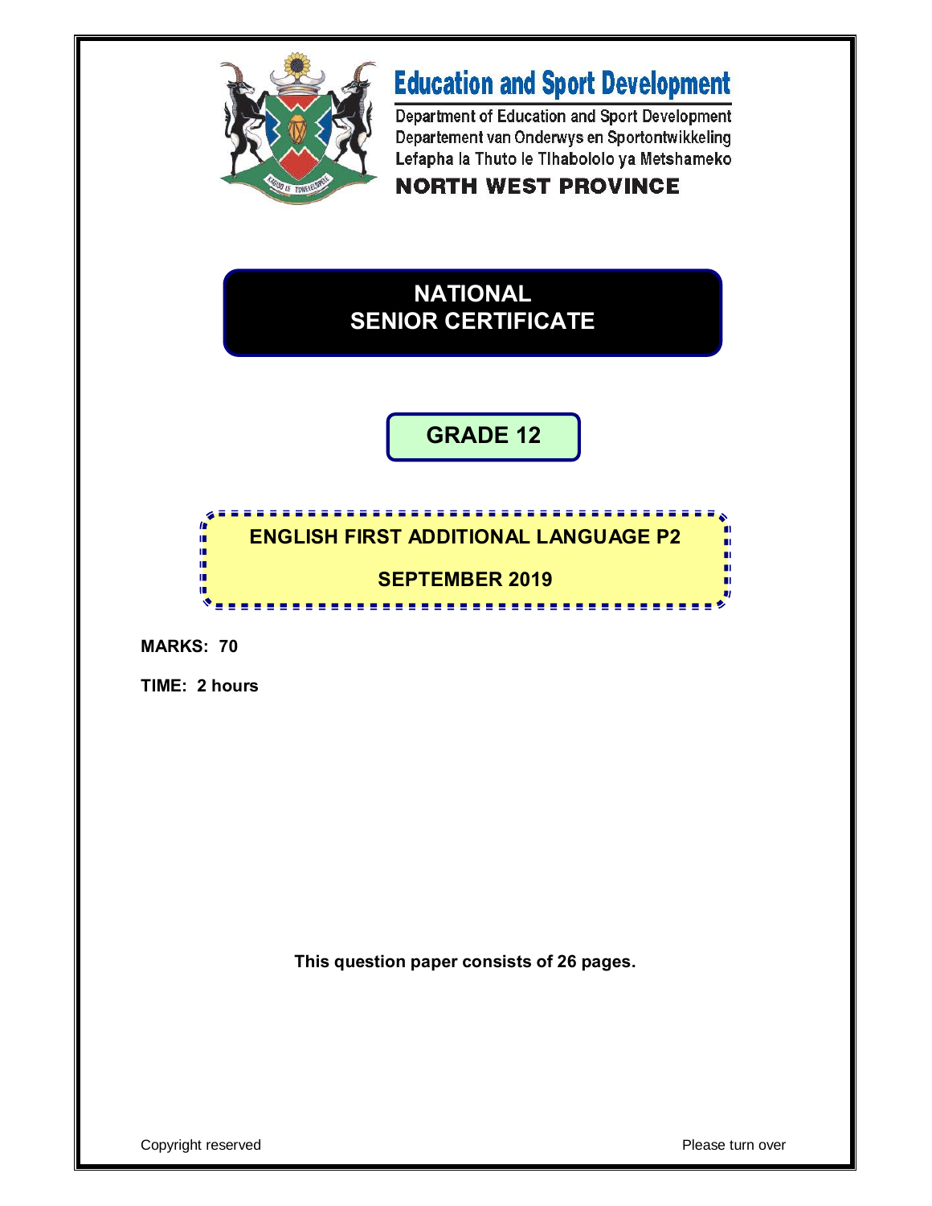**Education and Sport Development**

Department of Education and Sport Development
Departement van Onderwys en Sportontwikkeling
Lefapha la Thuto le Tlhabololo ya Metshameko

**NORTH WEST PROVINCE**

# NATIONAL SENIOR CERTIFICATE

## GRADE 12

## ENGLISH FIRST ADDITIONAL LANGUAGE P2

## SEPTEMBER 2019

**MARKS: 70**

**TIME: 2 hours**

**This question paper consists of 26 pages.**

Copyright reserved

Please turn over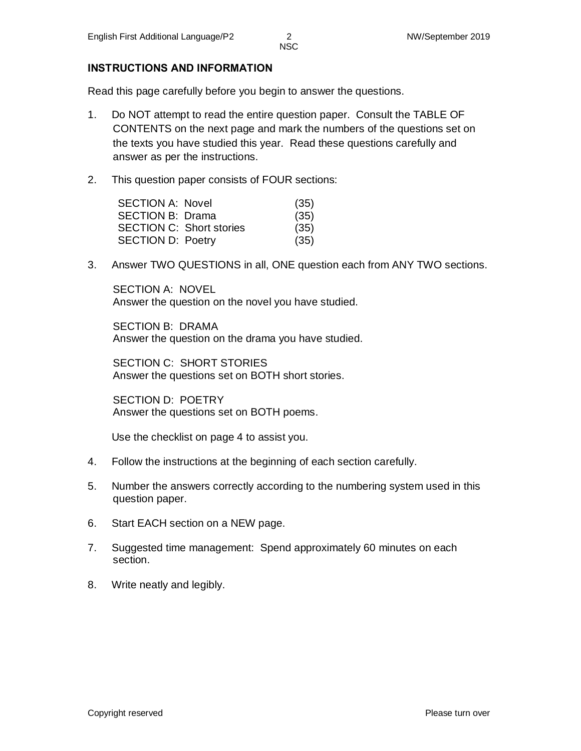## INSTRUCTIONS AND INFORMATION

Read this page carefully before you begin to answer the questions.

1. Do NOT attempt to read the entire question paper. Consult the TABLE OF CONTENTS on the next page and mark the numbers of the questions set on the texts you have studied this year. Read these questions carefully and answer as per the instructions.

2. This question paper consists of FOUR sections:

   | | |
   |---|---|
   | SECTION A: Novel | (35) |
   | SECTION B: Drama | (35) |
   | SECTION C: Short stories | (35) |
   | SECTION D: Poetry | (35) |

3. Answer TWO QUESTIONS in all, ONE question each from ANY TWO sections.

   SECTION A: NOVEL
   Answer the question on the novel you have studied.

   SECTION B: DRAMA
   Answer the question on the drama you have studied.

   SECTION C: SHORT STORIES
   Answer the questions set on BOTH short stories.

   SECTION D: POETRY
   Answer the questions set on BOTH poems.

   Use the checklist on page 4 to assist you.

4. Follow the instructions at the beginning of each section carefully.

5. Number the answers correctly according to the numbering system used in this question paper.

6. Start EACH section on a NEW page.

7. Suggested time management: Spend approximately 60 minutes on each section.

8. Write neatly and legibly.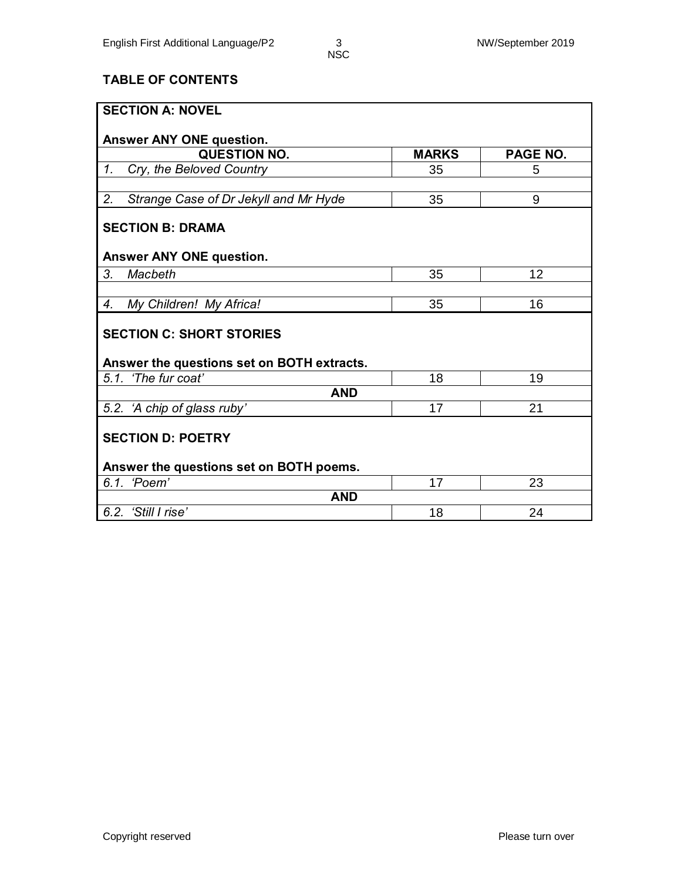## TABLE OF CONTENTS

| SECTION A: NOVEL<br><br>Answer ANY ONE question. | | |
|---|---|---|
| **QUESTION NO.** | **MARKS** | **PAGE NO.** |
| 1. *Cry, the Beloved Country* | 35 | 5 |
| 2. *Strange Case of Dr Jekyll and Mr Hyde* | 35 | 9 |
| **SECTION B: DRAMA**<br><br>**Answer ANY ONE question.** | | |
| 3. *Macbeth* | 35 | 12 |
| 4. *My Children! My Africa!* | 35 | 16 |
| **SECTION C: SHORT STORIES**<br><br>**Answer the questions set on BOTH extracts.** | | |
| 5.1. *'The fur coat'* | 18 | 19 |
| **AND** | | |
| 5.2. *'A chip of glass ruby'* | 17 | 21 |
| **SECTION D: POETRY**<br><br>**Answer the questions set on BOTH poems.** | | |
| 6.1. *'Poem'* | 17 | 23 |
| **AND** | | |
| 6.2. *'Still I rise'* | 18 | 24 |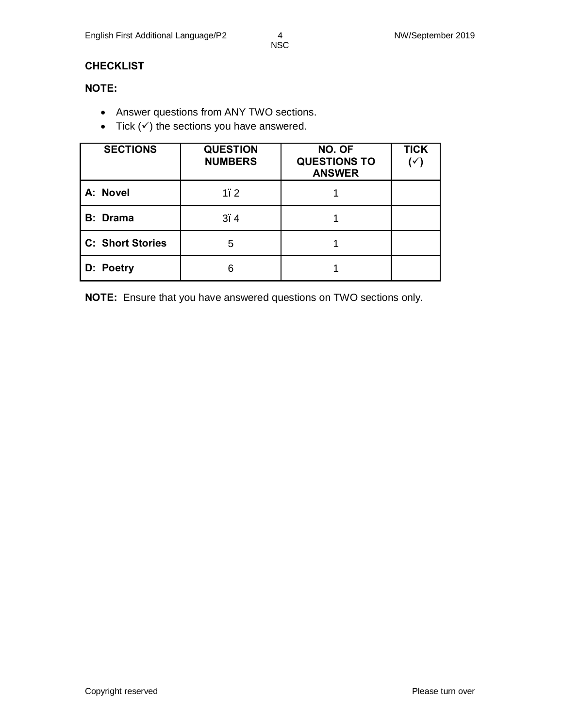**CHECKLIST**

**NOTE:**

- Answer questions from ANY TWO sections.
- Tick (✓) the sections you have answered.

| SECTIONS | QUESTION NUMBERS | NO. OF QUESTIONS TO ANSWER | TICK (✓) |
|---|---|---|---|
| **A: Novel** | 1ï 2 | 1 | |
| **B: Drama** | 3ï 4 | 1 | |
| **C: Short Stories** | 5 | 1 | |
| **D: Poetry** | 6 | 1 | |

**NOTE:** Ensure that you have answered questions on TWO sections only.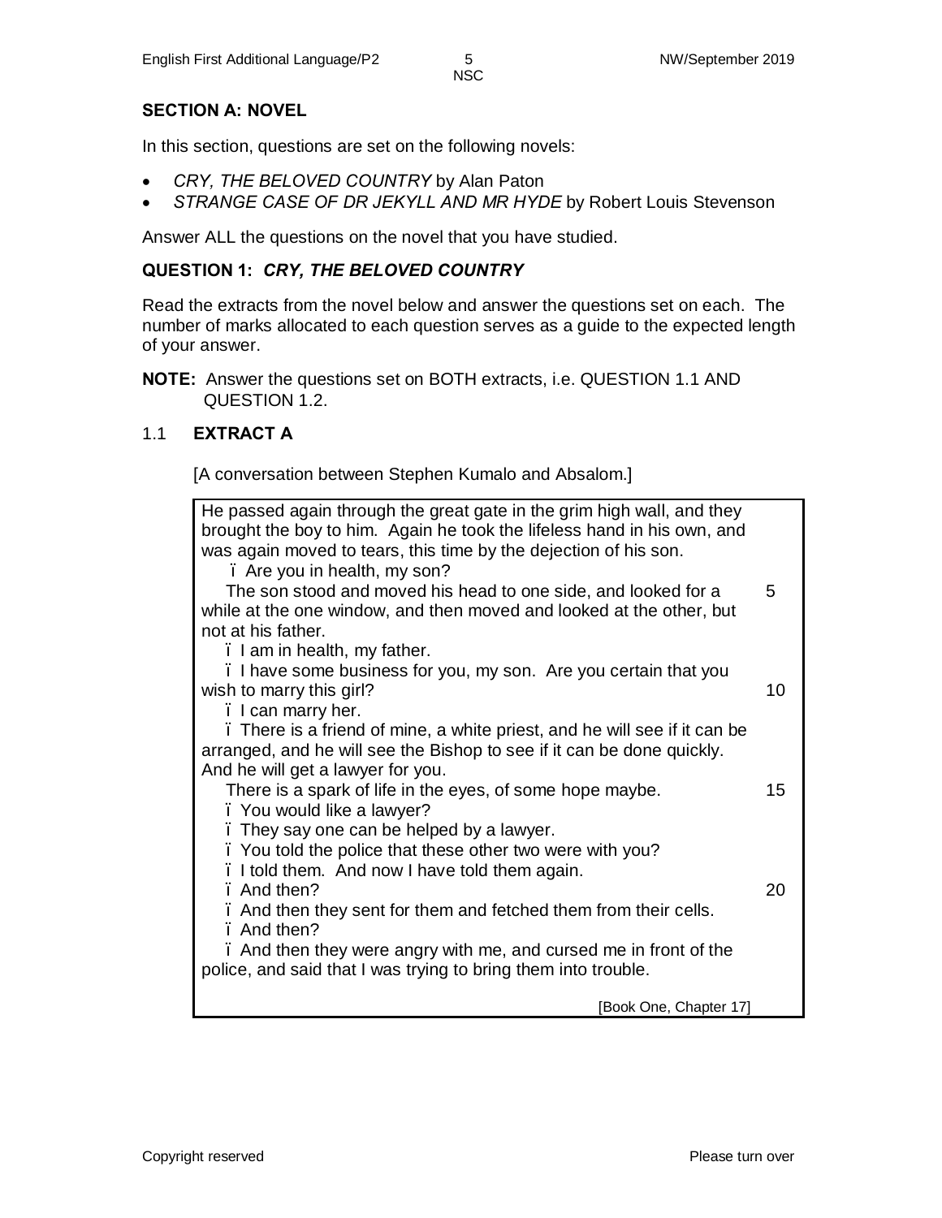## SECTION A: NOVEL

In this section, questions are set on the following novels:

- *CRY, THE BELOVED COUNTRY* by Alan Paton
- *STRANGE CASE OF DR JEKYLL AND MR HYDE* by Robert Louis Stevenson

Answer ALL the questions on the novel that you have studied.

### QUESTION 1: *CRY, THE BELOVED COUNTRY*

Read the extracts from the novel below and answer the questions set on each. The number of marks allocated to each question serves as a guide to the expected length of your answer.

**NOTE:** Answer the questions set on BOTH extracts, i.e. QUESTION 1.1 AND QUESTION 1.2.

1.1 **EXTRACT A**

[A conversation between Stephen Kumalo and Absalom.]

He passed again through the great gate in the grim high wall, and they brought the boy to him. Again he took the lifeless hand in his own, and was again moved to tears, this time by the dejection of his son.

– Are you in health, my son?

The son stood and moved his head to one side, and looked for a while at the one window, and then moved and looked at the other, but not at his father. (5)

– I am in health, my father.

– I have some business for you, my son. Are you certain that you wish to marry this girl? (10)

– I can marry her.

– There is a friend of mine, a white priest, and he will see if it can be arranged, and he will see the Bishop to see if it can be done quickly. And he will get a lawyer for you.

There is a spark of life in the eyes, of some hope maybe. (15)

– You would like a lawyer?

– They say one can be helped by a lawyer.

– You told the police that these other two were with you?

– I told them. And now I have told them again.

– And then? (20)

– And then they sent for them and fetched them from their cells.

– And then?

– And then they were angry with me, and cursed me in front of the police, and said that I was trying to bring them into trouble.

[Book One, Chapter 17]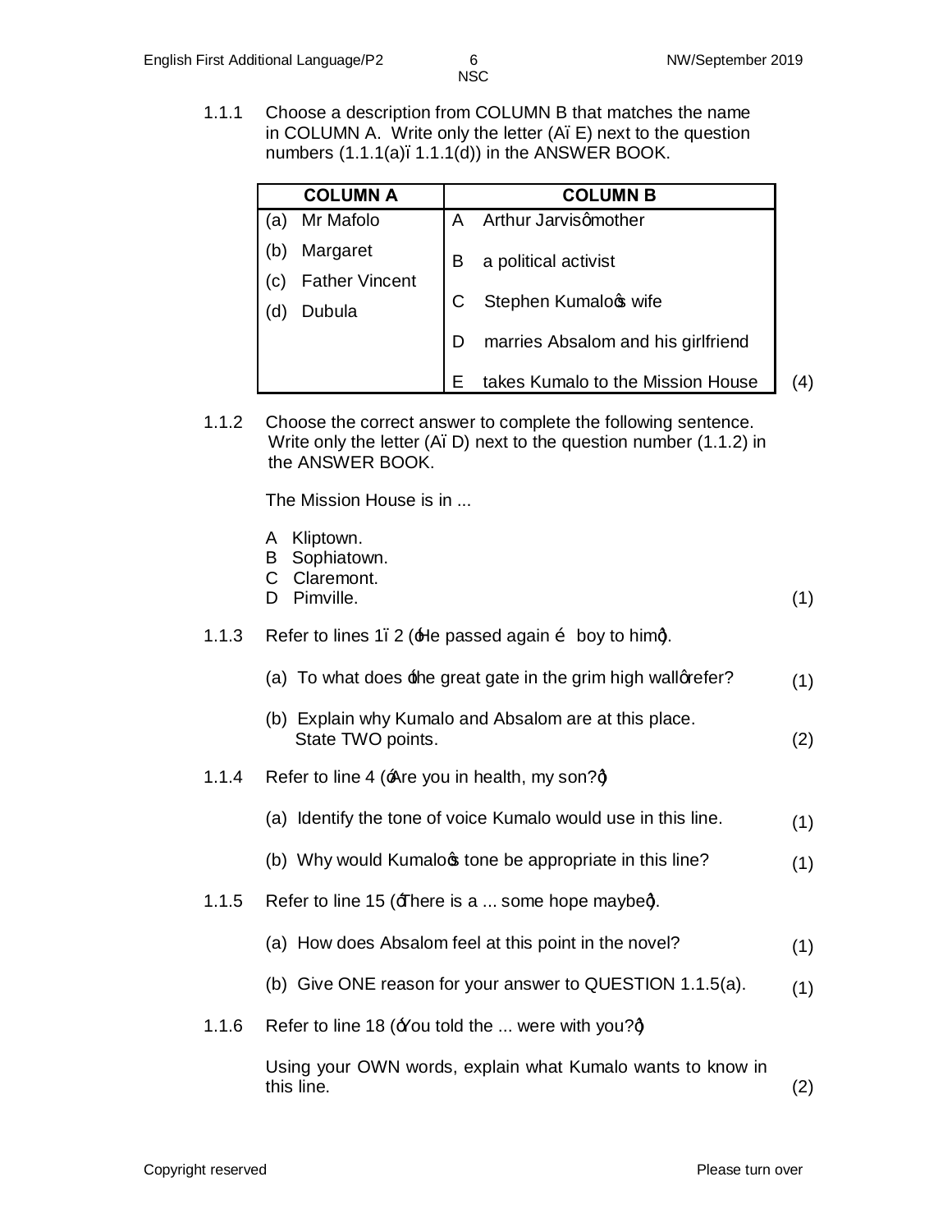1.1.1 Choose a description from COLUMN B that matches the name in COLUMN A. Write only the letter (A–E) next to the question numbers (1.1.1(a)–1.1.1(d)) in the ANSWER BOOK.

| COLUMN A | COLUMN B |
|---|---|
| (a) Mr Mafolo | A Arthur Jarvis' mother |
| (b) Margaret | B a political activist |
| (c) Father Vincent | C Stephen Kumalo's wife |
| (d) Dubula | D marries Absalom and his girlfriend |
| | E takes Kumalo to the Mission House |

(4)

1.1.2 Choose the correct answer to complete the following sentence. Write only the letter (A–D) next to the question number (1.1.2) in the ANSWER BOOK.

The Mission House is in ...

A Kliptown.
B Sophiatown.
C Claremont.
D Pimville. (1)

1.1.3 Refer to lines 1–2 ('He passed again … boy to him').

(a) To what does 'the great gate in the grim high wall' refer? (1)

(b) Explain why Kumalo and Absalom are at this place. State TWO points. (2)

1.1.4 Refer to line 4 ('Are you in health, my son?')

(a) Identify the tone of voice Kumalo would use in this line. (1)

(b) Why would Kumalo's tone be appropriate in this line? (1)

1.1.5 Refer to line 15 ('There is a ... some hope maybe').

(a) How does Absalom feel at this point in the novel? (1)

(b) Give ONE reason for your answer to QUESTION 1.1.5(a). (1)

1.1.6 Refer to line 18 ('You told the ... were with you?')

Using your OWN words, explain what Kumalo wants to know in this line. (2)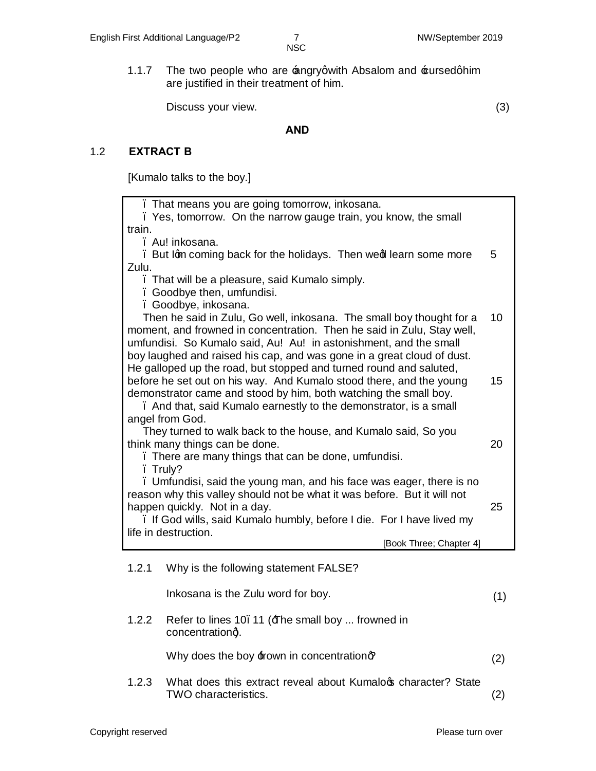1.1.7 The two people who are 'angry' with Absalom and 'cursed' him are justified in their treatment of him.

Discuss your view. (3)

**AND**

## 1.2 EXTRACT B

[Kumalo talks to the boy.]

| | |
|---|---|
| – That means you are going tomorrow, inkosana. | |
| – Yes, tomorrow. On the narrow gauge train, you know, the small train. | |
| – Au! inkosana. | |
| – But I'm coming back for the holidays. Then we'd learn some more Zulu. | 5 |
| – That will be a pleasure, said Kumalo simply. | |
| – Goodbye then, umfundisi. | |
| – Goodbye, inkosana. | |
| Then he said in Zulu, Go well, inkosana. The small boy thought for a moment, and frowned in concentration. Then he said in Zulu, Stay well, umfundisi. So Kumalo said, Au! Au! in astonishment, and the small boy laughed and raised his cap, and was gone in a great cloud of dust. He galloped up the road, but stopped and turned round and saluted, before he set out on his way. And Kumalo stood there, and the young demonstrator came and stood by him, both watching the small boy. | 10, 15 |
| – And that, said Kumalo earnestly to the demonstrator, is a small angel from God. | |
| They turned to walk back to the house, and Kumalo said, So you think many things can be done. | 20 |
| – There are many things that can be done, umfundisi. | |
| – Truly? | |
| – Umfundisi, said the young man, and his face was eager, there is no reason why this valley should not be what it was before. But it will not happen quickly. Not in a day. | 25 |
| – If God wills, said Kumalo humbly, before I die. For I have lived my life in destruction. | |
| [Book Three; Chapter 4] | |

1.2.1 Why is the following statement FALSE?

Inkosana is the Zulu word for boy. (1)

1.2.2 Refer to lines 10–11 ('The small boy ... frowned in concentration').

Why does the boy 'frown in concentration'? (2)

1.2.3 What does this extract reveal about Kumalo's character? State TWO characteristics. (2)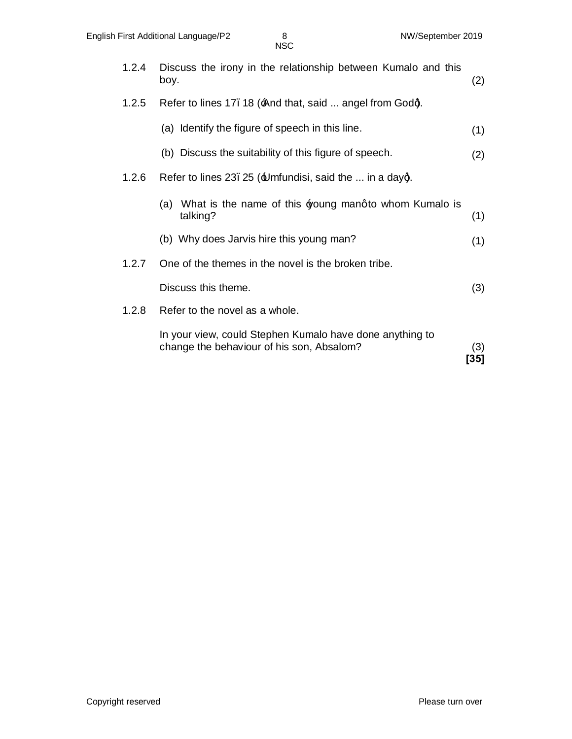1.2.4 Discuss the irony in the relationship between Kumalo and this boy. (2)

1.2.5 Refer to lines 17–18 ('And that, said ... angel from God').

(a) Identify the figure of speech in this line. (1)

(b) Discuss the suitability of this figure of speech. (2)

1.2.6 Refer to lines 23–25 ('Umfundisi, said the ... in a day').

(a) What is the name of this 'young man' to whom Kumalo is talking? (1)

(b) Why does Jarvis hire this young man? (1)

1.2.7 One of the themes in the novel is the broken tribe.

Discuss this theme. (3)

1.2.8 Refer to the novel as a whole.

In your view, could Stephen Kumalo have done anything to change the behaviour of his son, Absalom? (3)

**[35]**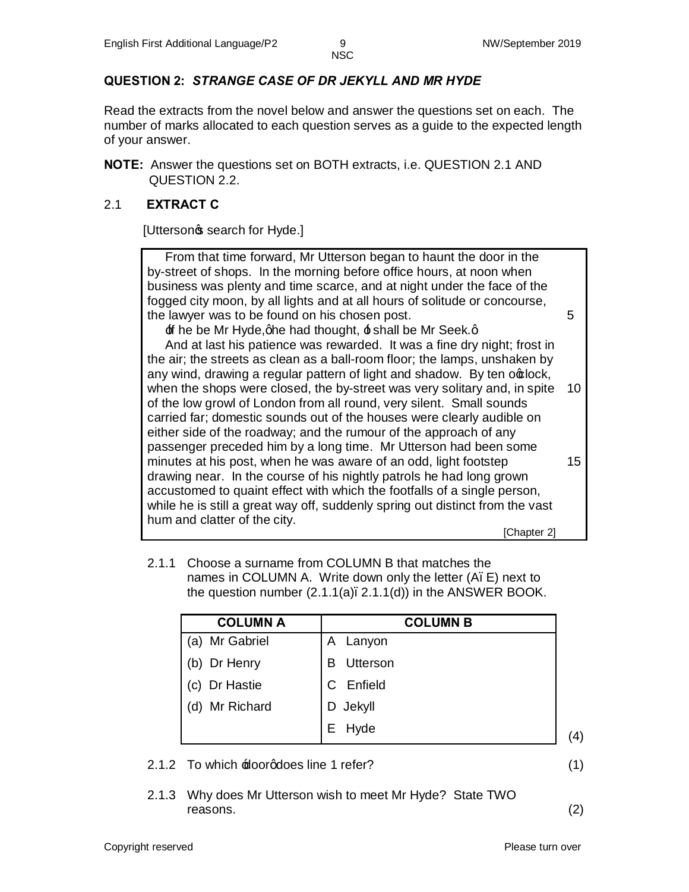**QUESTION 2: *STRANGE CASE OF DR JEKYLL AND MR HYDE***

Read the extracts from the novel below and answer the questions set on each. The number of marks allocated to each question serves as a guide to the expected length of your answer.

**NOTE:** Answer the questions set on BOTH extracts, i.e. QUESTION 2.1 AND QUESTION 2.2.

2.1 **EXTRACT C**

[Utterson's search for Hyde.]

> From that time forward, Mr Utterson began to haunt the door in the by-street of shops. In the morning before office hours, at noon when business was plenty and time scarce, and at night under the face of the fogged city moon, by all lights and at all hours of solitude or concourse, the lawyer was to be found on his chosen post. 5
>
> 'If he be Mr Hyde,' he had thought, 'I shall be Mr Seek.'
>
> And at last his patience was rewarded. It was a fine dry night; frost in the air; the streets as clean as a ball-room floor; the lamps, unshaken by any wind, drawing a regular pattern of light and shadow. By ten o'clock, when the shops were closed, the by-street was very solitary and, in spite 10 of the low growl of London from all round, very silent. Small sounds carried far; domestic sounds out of the houses were clearly audible on either side of the roadway; and the rumour of the approach of any passenger preceded him by a long time. Mr Utterson had been some minutes at his post, when he was aware of an odd, light footstep 15 drawing near. In the course of his nightly patrols he had long grown accustomed to quaint effect with which the footfalls of a single person, while he is still a great way off, suddenly spring out distinct from the vast hum and clatter of the city.
>
> [Chapter 2]

2.1.1 Choose a surname from COLUMN B that matches the names in COLUMN A. Write down only the letter (A–E) next to the question number (2.1.1(a)–2.1.1(d)) in the ANSWER BOOK.

| COLUMN A | COLUMN B |
|---|---|
| (a) Mr Gabriel | A Lanyon |
| (b) Dr Henry | B Utterson |
| (c) Dr Hastie | C Enfield |
| (d) Mr Richard | D Jekyll |
| | E Hyde |

(4)

2.1.2 To which 'door' does line 1 refer? (1)

2.1.3 Why does Mr Utterson wish to meet Mr Hyde? State TWO reasons. (2)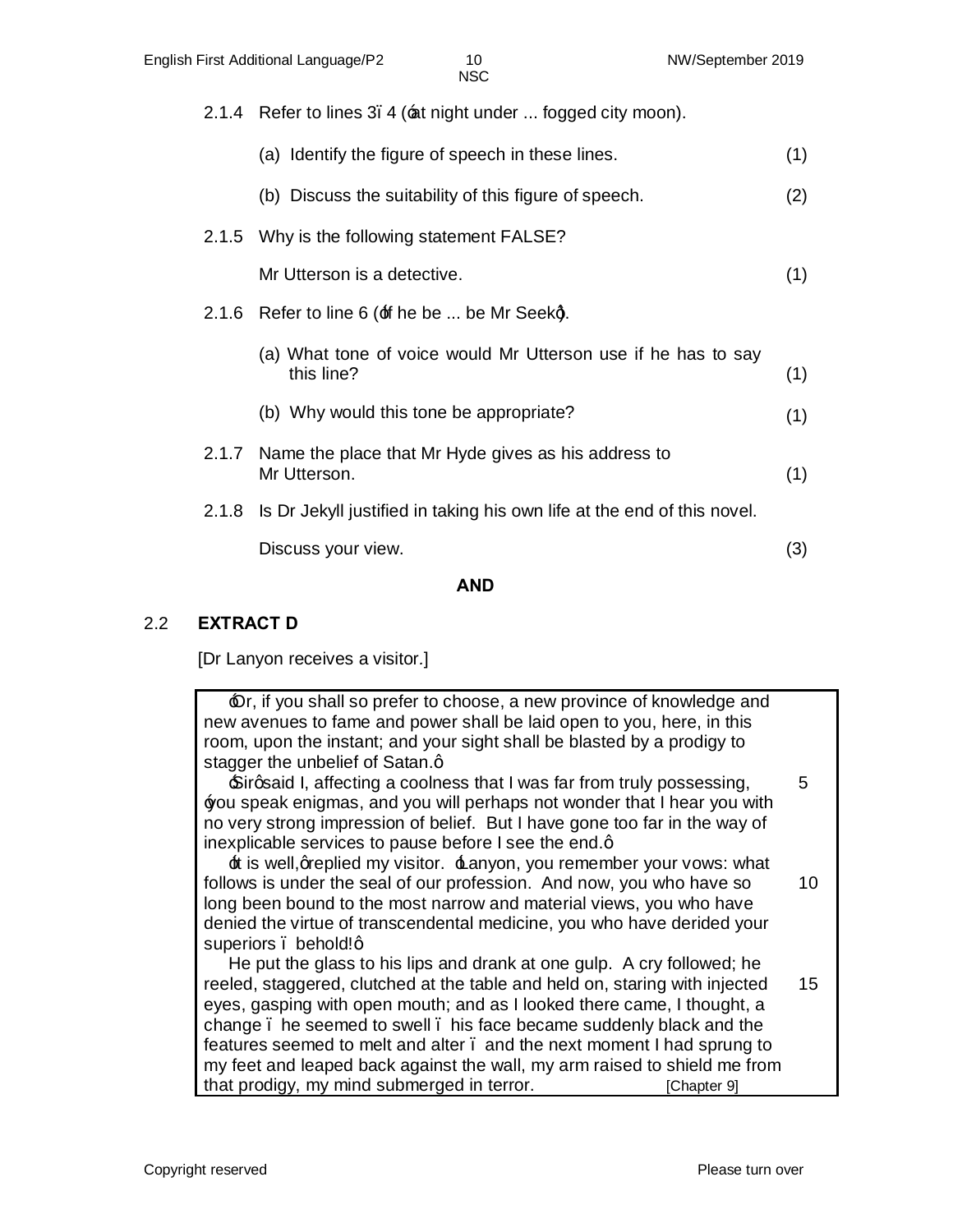2.1.4 Refer to lines 3–4 ('at night under ... fogged city moon).

(a) Identify the figure of speech in these lines. (1)

(b) Discuss the suitability of this figure of speech. (2)

2.1.5 Why is the following statement FALSE?

Mr Utterson is a detective. (1)

2.1.6 Refer to line 6 ('If he be ... be Mr Seek').

(a) What tone of voice would Mr Utterson use if he has to say this line? (1)

(b) Why would this tone be appropriate? (1)

2.1.7 Name the place that Mr Hyde gives as his address to Mr Utterson. (1)

2.1.8 Is Dr Jekyll justified in taking his own life at the end of this novel.

Discuss your view. (3)

**AND**

## 2.2 EXTRACT D

[Dr Lanyon receives a visitor.]

| | |
|---|---|
| 'Or, if you shall so prefer to choose, a new province of knowledge and new avenues to fame and power shall be laid open to you, here, in this room, upon the instant; and your sight shall be blasted by a prodigy to stagger the unbelief of Satan.' | |
| 'Sir' said I, affecting a coolness that I was far from truly possessing, 'you speak enigmas, and you will perhaps not wonder that I hear you with no very strong impression of belief. But I have gone too far in the way of inexplicable services to pause before I see the end.' | 5 |
| 'It is well,' replied my visitor. 'Lanyon, you remember your vows: what follows is under the seal of our profession. And now, you who have so long been bound to the most narrow and material views, you who have denied the virtue of transcendental medicine, you who have derided your superiors – behold!' | 10 |
| He put the glass to his lips and drank at one gulp. A cry followed; he reeled, staggered, clutched at the table and held on, staring with injected eyes, gasping with open mouth; and as I looked there came, I thought, a change – he seemed to swell – his face became suddenly black and the features seemed to melt and alter – and the next moment I had sprung to my feet and leaped back against the wall, my arm raised to shield me from that prodigy, my mind submerged in terror. [Chapter 9] | 15 |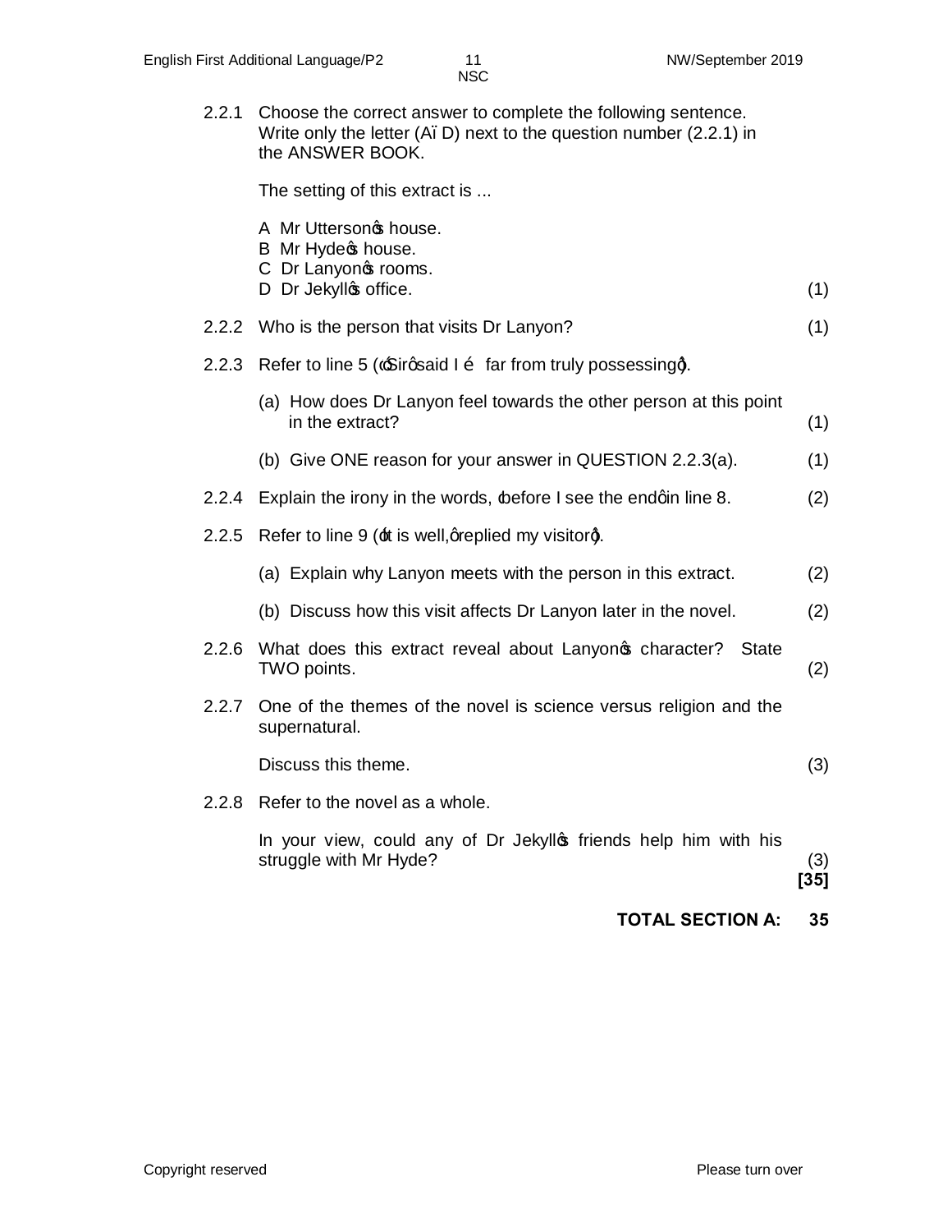2.2.1 Choose the correct answer to complete the following sentence. Write only the letter (A–D) next to the question number (2.2.1) in the ANSWER BOOK.

The setting of this extract is ...

A Mr Utterson's house.
B Mr Hyde's house.
C Dr Lanyon's rooms.
D Dr Jekyll's office. (1)

2.2.2 Who is the person that visits Dr Lanyon? (1)

2.2.3 Refer to line 5 ('Sir,' said I … far from truly possessing').

(a) How does Dr Lanyon feel towards the other person at this point in the extract? (1)

(b) Give ONE reason for your answer in QUESTION 2.2.3(a). (1)

2.2.4 Explain the irony in the words, 'before I see the end' in line 8. (2)

2.2.5 Refer to line 9 ('It is well,' replied my visitor').

(a) Explain why Lanyon meets with the person in this extract. (2)

(b) Discuss how this visit affects Dr Lanyon later in the novel. (2)

2.2.6 What does this extract reveal about Lanyon's character? State TWO points. (2)

2.2.7 One of the themes of the novel is science versus religion and the supernatural.

Discuss this theme. (3)

2.2.8 Refer to the novel as a whole.

In your view, could any of Dr Jekyll's friends help him with his struggle with Mr Hyde? (3)

**[35]**

**TOTAL SECTION A: 35**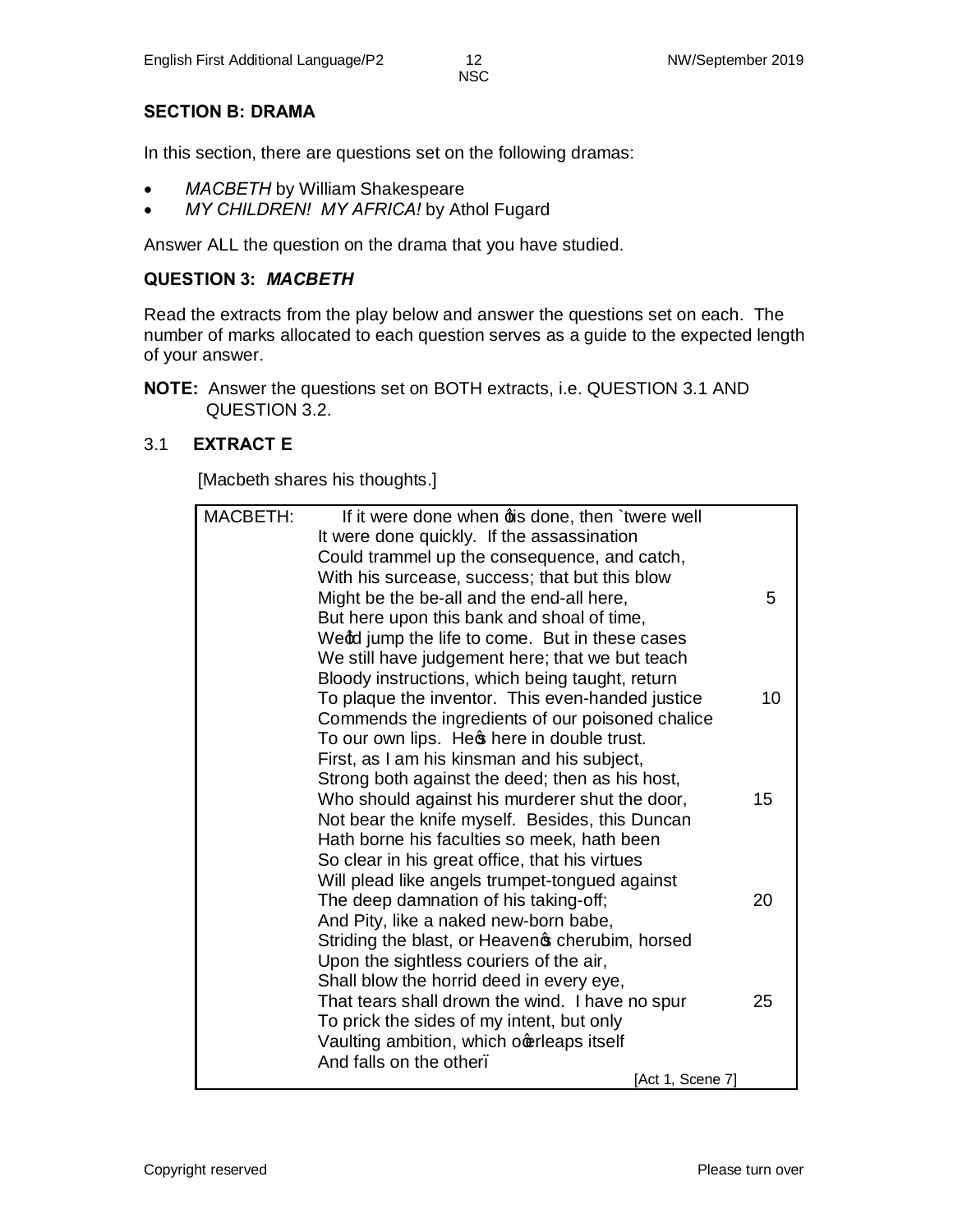## SECTION B: DRAMA

In this section, there are questions set on the following dramas:

- *MACBETH* by William Shakespeare
- *MY CHILDREN! MY AFRICA!* by Athol Fugard

Answer ALL the question on the drama that you have studied.

### QUESTION 3: *MACBETH*

Read the extracts from the play below and answer the questions set on each. The number of marks allocated to each question serves as a guide to the expected length of your answer.

**NOTE:** Answer the questions set on BOTH extracts, i.e. QUESTION 3.1 AND QUESTION 3.2.

### 3.1 EXTRACT E

[Macbeth shares his thoughts.]

```
MACBETH:   If it were done when 'tis done, then 'twere well
           It were done quickly. If the assassination
           Could trammel up the consequence, and catch,
           With his surcease, success; that but this blow
           Might be the be-all and the end-all here,                 5
           But here upon this bank and shoal of time,
           We'd jump the life to come. But in these cases
           We still have judgement here; that we but teach
           Bloody instructions, which being taught, return
           To plaque the inventor. This even-handed justice          10
           Commends the ingredients of our poisoned chalice
           To our own lips. He's here in double trust.
           First, as I am his kinsman and his subject,
           Strong both against the deed; then as his host,
           Who should against his murderer shut the door,            15
           Not bear the knife myself. Besides, this Duncan
           Hath borne his faculties so meek, hath been
           So clear in his great office, that his virtues
           Will plead like angels trumpet-tongued against
           The deep damnation of his taking-off;                     20
           And Pity, like a naked new-born babe,
           Striding the blast, or Heaven's cherubim, horsed
           Upon the sightless couriers of the air,
           Shall blow the horrid deed in every eye,
           That tears shall drown the wind. I have no spur           25
           To prick the sides of my intent, but only
           Vaulting ambition, which o'erleaps itself
           And falls on the other …
                                                   [Act 1, Scene 7]
```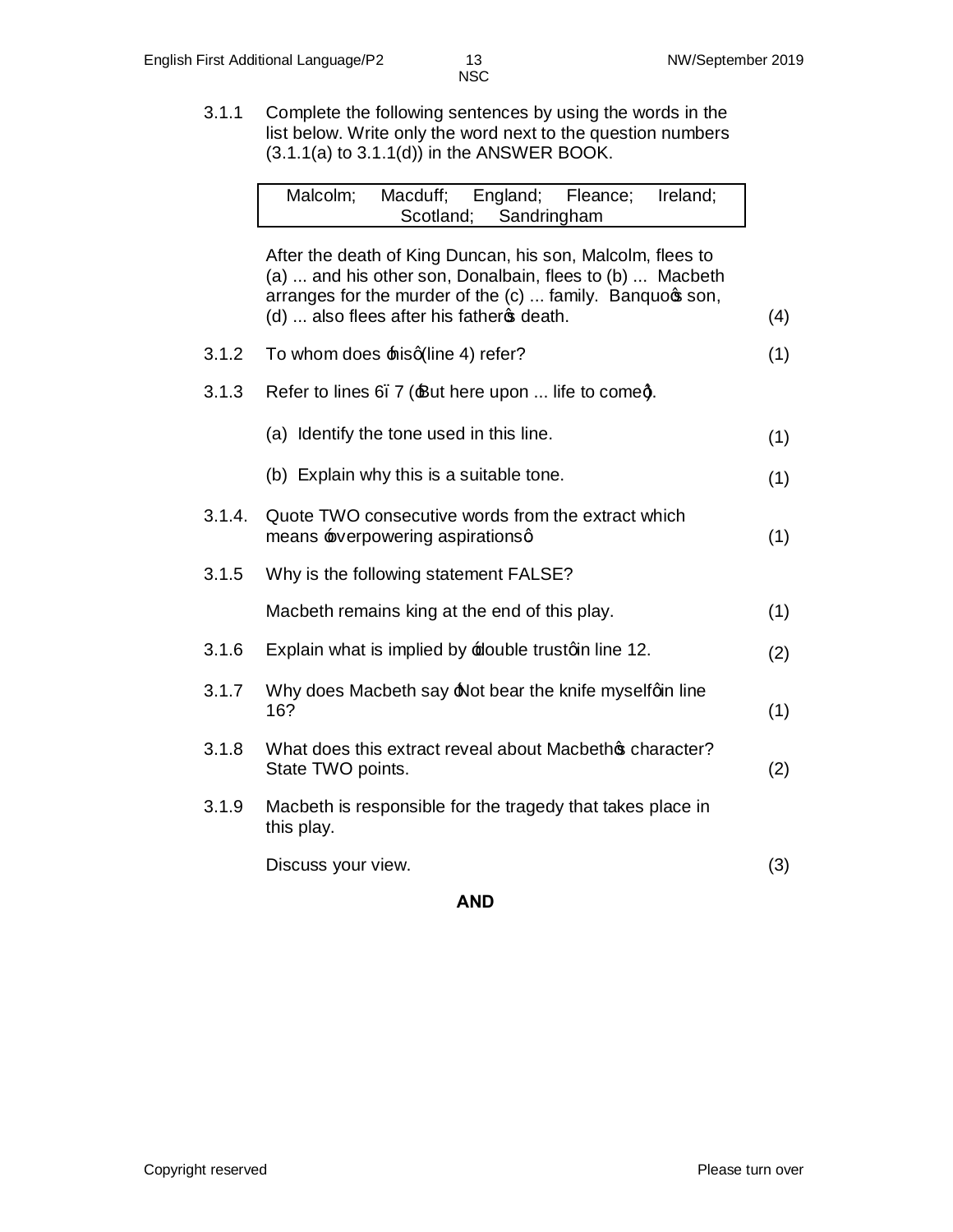3.1.1 Complete the following sentences by using the words in the list below. Write only the word next to the question numbers (3.1.1(a) to 3.1.1(d)) in the ANSWER BOOK.

| Malcolm; Macduff; England; Fleance; Ireland; Scotland; Sandringham |
|---|

After the death of King Duncan, his son, Malcolm, flees to (a) ... and his other son, Donalbain, flees to (b) ... Macbeth arranges for the murder of the (c) ... family. Banquo's son, (d) ... also flees after his father's death. (4)

3.1.2 To whom does 'his' (line 4) refer? (1)

3.1.3 Refer to lines 6–7 ('But here upon ... life to come').

(a) Identify the tone used in this line. (1)

(b) Explain why this is a suitable tone. (1)

3.1.4. Quote TWO consecutive words from the extract which means 'overpowering aspirations'. (1)

3.1.5 Why is the following statement FALSE?

Macbeth remains king at the end of this play. (1)

3.1.6 Explain what is implied by 'double trust' in line 12. (2)

3.1.7 Why does Macbeth say 'Not bear the knife myself' in line 16? (1)

3.1.8 What does this extract reveal about Macbeth's character? State TWO points. (2)

3.1.9 Macbeth is responsible for the tragedy that takes place in this play.

Discuss your view. (3)

**AND**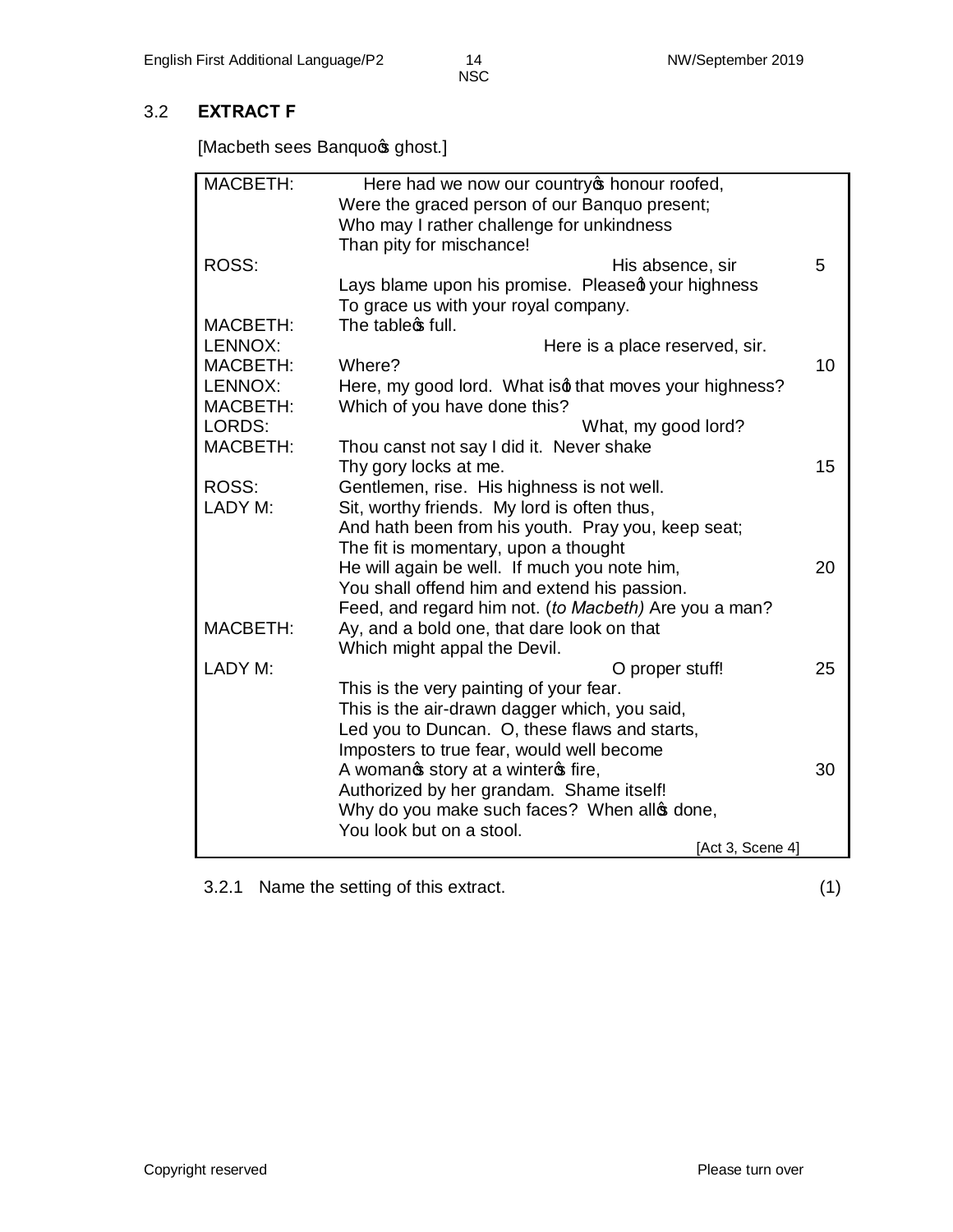3.2 **EXTRACT F**

[Macbeth sees Banquo's ghost.]

| | | |
|---|---|---|
| MACBETH: | Here had we now our country's honour roofed,<br>Were the graced person of our Banquo present;<br>Who may I rather challenge for unkindness<br>Than pity for mischance! | |
| ROSS: | His absence, sir | 5 |
| | Lays blame upon his promise. Please't your highness<br>To grace us with your royal company. | |
| MACBETH: | The table's full. | |
| LENNOX: | Here is a place reserved, sir. | |
| MACBETH: | Where? | 10 |
| LENNOX: | Here, my good lord. What is't that moves your highness? | |
| MACBETH: | Which of you have done this? | |
| LORDS: | What, my good lord? | |
| MACBETH: | Thou canst not say I did it. Never shake<br>Thy gory locks at me. | 15 |
| ROSS: | Gentlemen, rise. His highness is not well. | |
| LADY M: | Sit, worthy friends. My lord is often thus,<br>And hath been from his youth. Pray you, keep seat;<br>The fit is momentary, upon a thought<br>He will again be well. If much you note him, | 20 |
| | You shall offend him and extend his passion.<br>Feed, and regard him not. (*to Macbeth)* Are you a man? | |
| MACBETH: | Ay, and a bold one, that dare look on that<br>Which might appal the Devil. | |
| LADY M: | O proper stuff! | 25 |
| | This is the very painting of your fear.<br>This is the air-drawn dagger which, you said,<br>Led you to Duncan. O, these flaws and starts,<br>Imposters to true fear, would well become<br>A woman's story at a winter's fire, | 30 |
| | Authorized by her grandam. Shame itself!<br>Why do you make such faces? When all's done,<br>You look but on a stool. | |
| | [Act 3, Scene 4] | |

3.2.1 Name the setting of this extract. (1)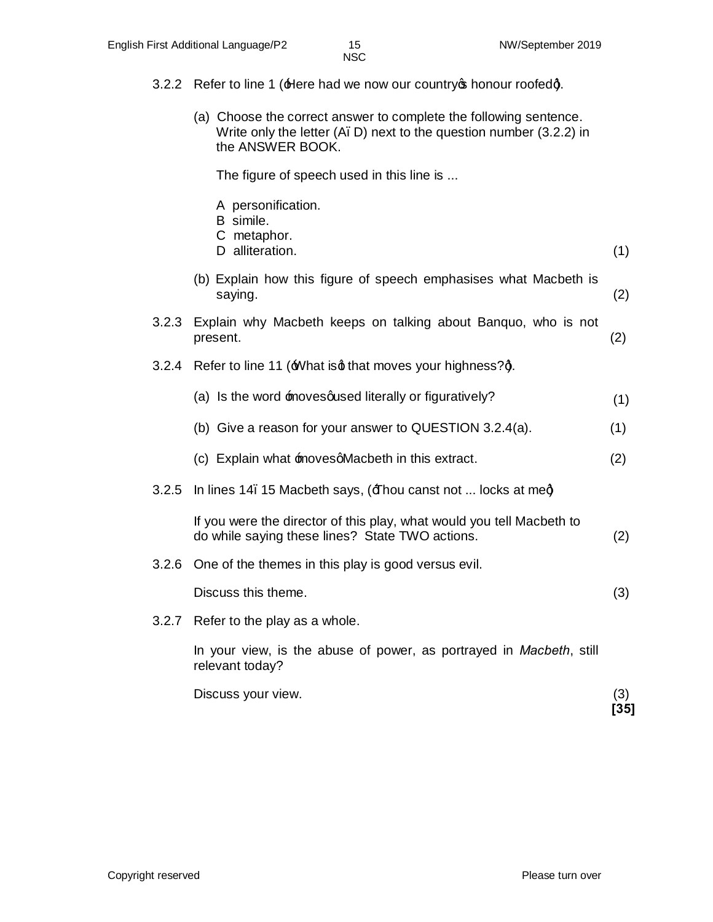3.2.2 Refer to line 1 ('Here had we now our country's honour roofed').

(a) Choose the correct answer to complete the following sentence. Write only the letter (A–D) next to the question number (3.2.2) in the ANSWER BOOK.

The figure of speech used in this line is ...

A personification.
B simile.
C metaphor.
D alliteration. (1)

(b) Explain how this figure of speech emphasises what Macbeth is saying. (2)

3.2.3 Explain why Macbeth keeps on talking about Banquo, who is not present. (2)

3.2.4 Refer to line 11 ('What is't that moves your highness?').

(a) Is the word 'moves' used literally or figuratively? (1)

(b) Give a reason for your answer to QUESTION 3.2.4(a). (1)

(c) Explain what 'moves' Macbeth in this extract. (2)

3.2.5 In lines 14–15 Macbeth says, ('Thou canst not ... locks at me')

If you were the director of this play, what would you tell Macbeth to do while saying these lines? State TWO actions. (2)

3.2.6 One of the themes in this play is good versus evil.

Discuss this theme. (3)

3.2.7 Refer to the play as a whole.

In your view, is the abuse of power, as portrayed in *Macbeth*, still relevant today?

Discuss your view. (3)
**[35]**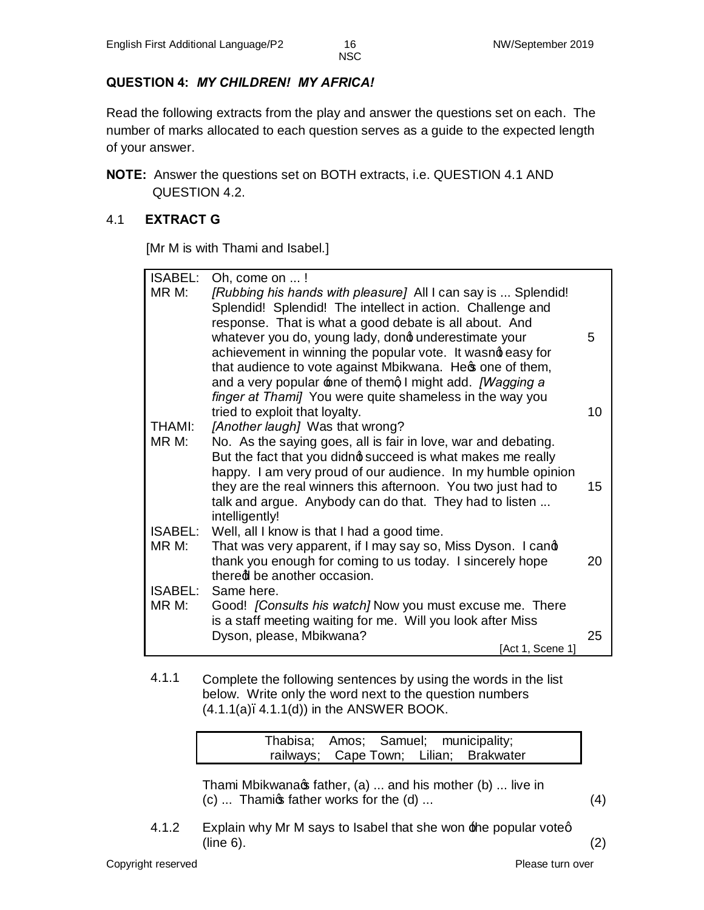## QUESTION 4: *MY CHILDREN! MY AFRICA!*

Read the following extracts from the play and answer the questions set on each. The number of marks allocated to each question serves as a guide to the expected length of your answer.

**NOTE:** Answer the questions set on BOTH extracts, i.e. QUESTION 4.1 AND QUESTION 4.2.

### 4.1 EXTRACT G

[Mr M is with Thami and Isabel.]

| | | |
|---|---|---|
| ISABEL: | Oh, come on ... ! | |
| MR M: | *[Rubbing his hands with pleasure]* All I can say is ... Splendid! Splendid! Splendid! The intellect in action. Challenge and response. That is what a good debate is all about. And whatever you do, young lady, don't underestimate your achievement in winning the popular vote. It wasn't easy for that audience to vote against Mbikwana. He's one of them, and a very popular 'one of them', I might add. *[Wagging a finger at Thami]* You were quite shameless in the way you tried to exploit that loyalty. | 5<br>10 |
| THAMI: | *[Another laugh]* Was that wrong? | |
| MR M: | No. As the saying goes, all is fair in love, war and debating. But the fact that you didn't succeed is what makes me really happy. I am very proud of our audience. In my humble opinion they are the real winners this afternoon. You two just had to talk and argue. Anybody can do that. They had to listen ... intelligently! | 15 |
| ISABEL: | Well, all I know is that I had a good time. | |
| MR M: | That was very apparent, if I may say so, Miss Dyson. I can't thank you enough for coming to us today. I sincerely hope there'll be another occasion. | 20 |
| ISABEL: | Same here. | |
| MR M: | Good! *[Consults his watch]* Now you must excuse me. There is a staff meeting waiting for me. Will you look after Miss Dyson, please, Mbikwana? | 25 |

[Act 1, Scene 1]

4.1.1 Complete the following sentences by using the words in the list below. Write only the word next to the question numbers (4.1.1(a)–4.1.1(d)) in the ANSWER BOOK.

| Thabisa; Amos; Samuel; municipality; railways; Cape Town; Lilian; Brakwater |
|---|

Thami Mbikwana's father, (a) ... and his mother (b) ... live in (c) ... Thami's father works for the (d) ... (4)

4.1.2 Explain why Mr M says to Isabel that she won 'the popular vote' (line 6). (2)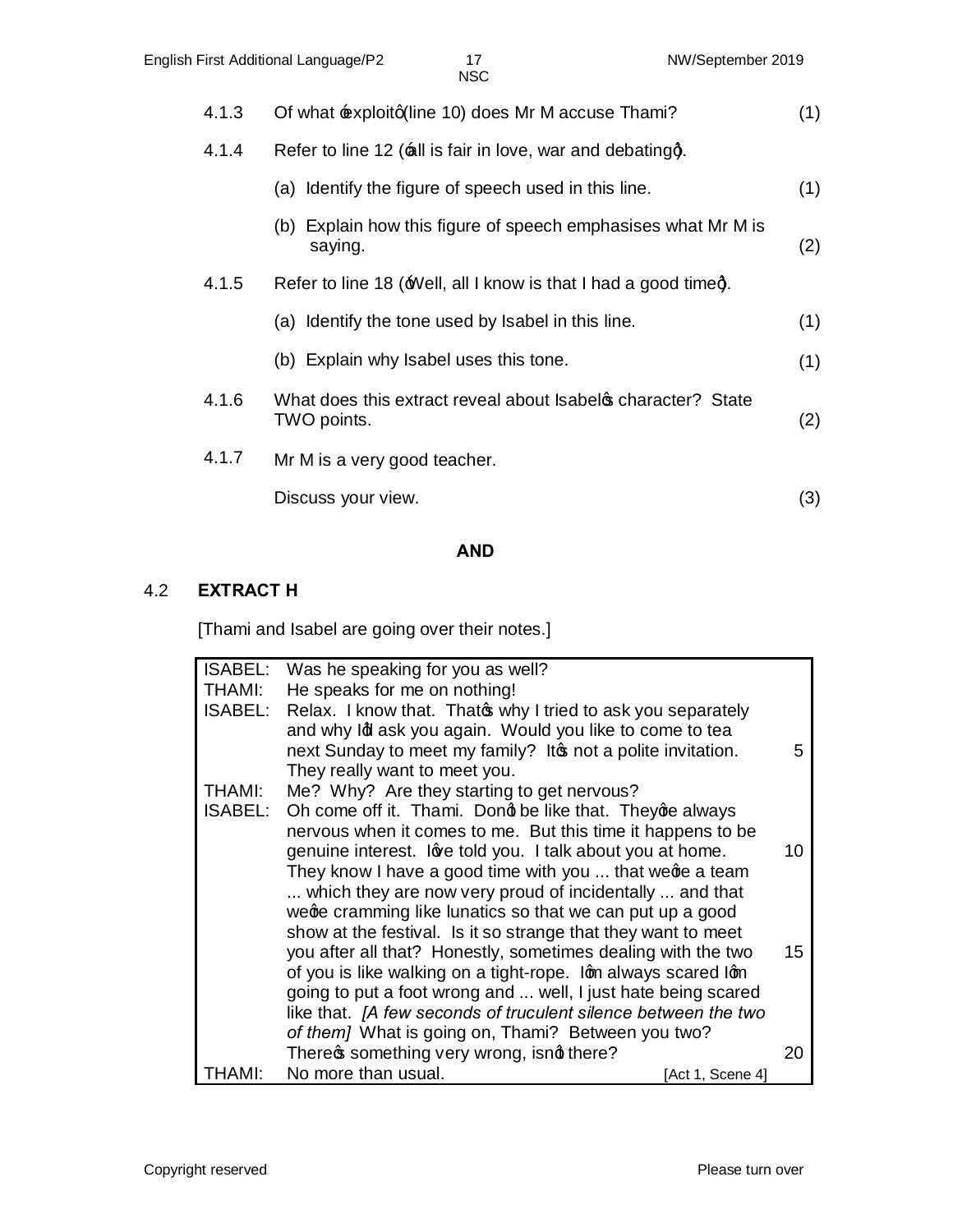4.1.3 Of what 'exploit' (line 10) does Mr M accuse Thami? (1)

4.1.4 Refer to line 12 ('all is fair in love, war and debating').

(a) Identify the figure of speech used in this line. (1)

(b) Explain how this figure of speech emphasises what Mr M is saying. (2)

4.1.5 Refer to line 18 ('Well, all I know is that I had a good time').

(a) Identify the tone used by Isabel in this line. (1)

(b) Explain why Isabel uses this tone. (1)

4.1.6 What does this extract reveal about Isabel's character? State TWO points. (2)

4.1.7 Mr M is a very good teacher.

Discuss your view. (3)

**AND**

4.2 **EXTRACT H**

[Thami and Isabel are going over their notes.]

| | | |
|---|---|---|
| ISABEL: | Was he speaking for you as well? | |
| THAMI: | He speaks for me on nothing! | |
| ISABEL: | Relax. I know that. That's why I tried to ask you separately and why I'll ask you again. Would you like to come to tea next Sunday to meet my family? It's not a polite invitation. They really want to meet you. | 5 |
| THAMI: | Me? Why? Are they starting to get nervous? | |
| ISABEL: | Oh come off it. Thami. Don't be like that. They're always nervous when it comes to me. But this time it happens to be genuine interest. I've told you. I talk about you at home. They know I have a good time with you ... that we're a team ... which they are now very proud of incidentally ... and that we're cramming like lunatics so that we can put up a good show at the festival. Is it so strange that they want to meet you after all that? Honestly, sometimes dealing with the two of you is like walking on a tight-rope. I'm always scared I'm going to put a foot wrong and ... well, I just hate being scared like that. *[A few seconds of truculent silence between the two of them]* What is going on, Thami? Between you two? There's something very wrong, isn't there? | 10<br>15<br>20 |
| THAMI: | No more than usual. [Act 1, Scene 4] | |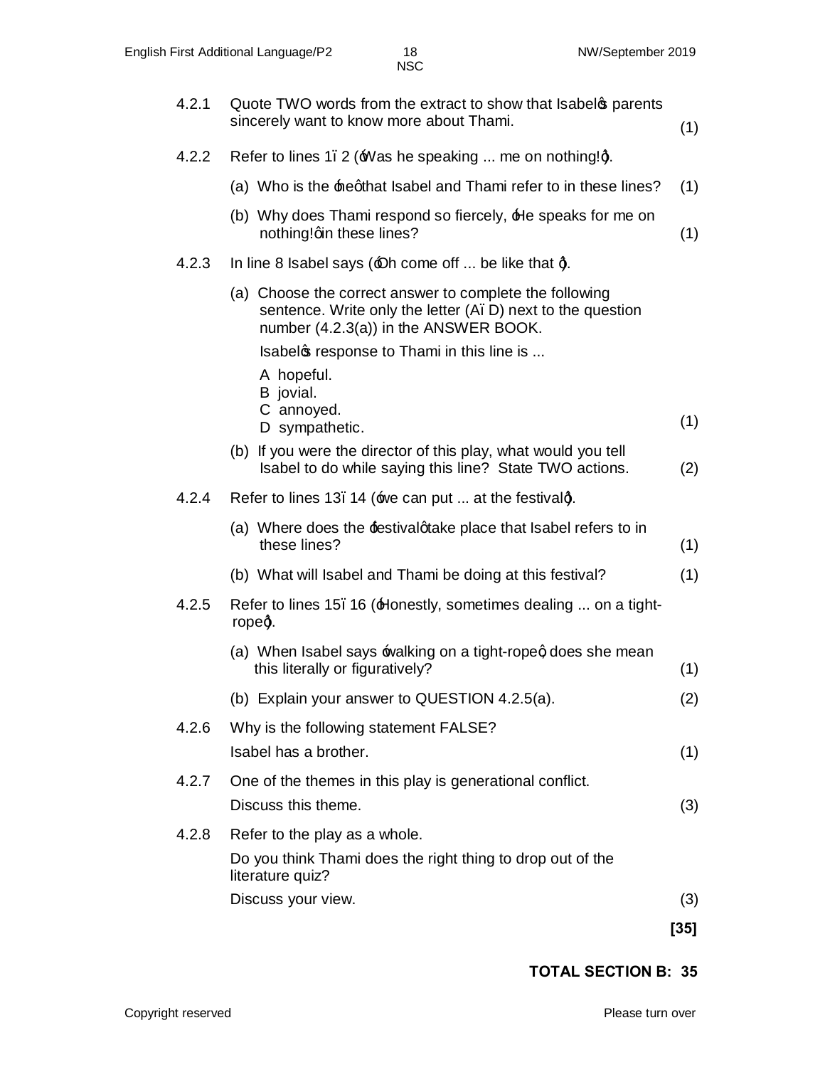4.2.1 Quote TWO words from the extract to show that Isabel's parents sincerely want to know more about Thami. (1)

4.2.2 Refer to lines 1–2 ('Was he speaking ... me on nothing!').

(a) Who is the 'he' that Isabel and Thami refer to in these lines? (1)

(b) Why does Thami respond so fiercely, 'He speaks for me on nothing!' in these lines? (1)

4.2.3 In line 8 Isabel says ('Oh come off ... be like that ').

(a) Choose the correct answer to complete the following sentence. Write only the letter (A–D) next to the question number (4.2.3(a)) in the ANSWER BOOK.

Isabel's response to Thami in this line is ...

A hopeful.
B jovial.
C annoyed.
D sympathetic. (1)

(b) If you were the director of this play, what would you tell Isabel to do while saying this line? State TWO actions. (2)

4.2.4 Refer to lines 13–14 ('we can put ... at the festival').

(a) Where does the 'festival' take place that Isabel refers to in these lines? (1)

(b) What will Isabel and Thami be doing at this festival? (1)

4.2.5 Refer to lines 15–16 ('Honestly, sometimes dealing ... on a tight-rope').

(a) When Isabel says 'walking on a tight-rope', does she mean this literally or figuratively? (1)

(b) Explain your answer to QUESTION 4.2.5(a). (2)

4.2.6 Why is the following statement FALSE?

Isabel has a brother. (1)

4.2.7 One of the themes in this play is generational conflict.

Discuss this theme. (3)

4.2.8 Refer to the play as a whole.

Do you think Thami does the right thing to drop out of the literature quiz?

Discuss your view. (3)

**[35]**

**TOTAL SECTION B: 35**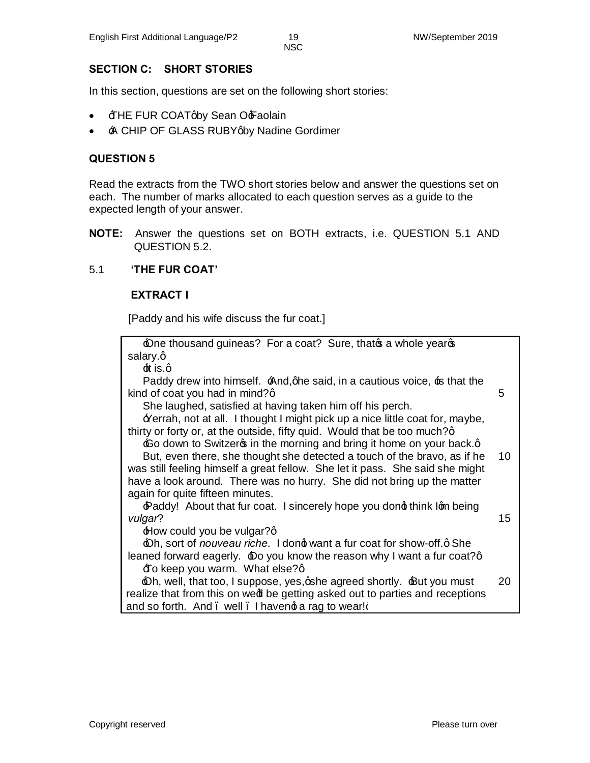## SECTION C: SHORT STORIES

In this section, questions are set on the following short stories:

- 'THE FUR COAT' by Sean O'Faolain
- 'A CHIP OF GLASS RUBY' by Nadine Gordimer

## QUESTION 5

Read the extracts from the TWO short stories below and answer the questions set on each. The number of marks allocated to each question serves as a guide to the expected length of your answer.

**NOTE:** Answer the questions set on BOTH extracts, i.e. QUESTION 5.1 AND QUESTION 5.2.

### 5.1 'THE FUR COAT'

**EXTRACT I**

[Paddy and his wife discuss the fur coat.]

> 'One thousand guineas? For a coat? Sure, that's a whole year's salary.'
>
> 'It is.'
>
> Paddy drew into himself. 'And,' he said, in a cautious voice, 'is that the kind of coat you had in mind?' (5)
>
> She laughed, satisfied at having taken him off his perch.
>
> 'Yerrah, not at all. I thought I might pick up a nice little coat for, maybe, thirty or forty or, at the outside, fifty quid. Would that be too much?'
>
> 'Go down to Switzer's in the morning and bring it home on your back.'
>
> But, even there, she thought she detected a touch of the bravo, as if he was still feeling himself a great fellow. She let it pass. She said she might have a look around. There was no hurry. She did not bring up the matter again for quite fifteen minutes. (10)
>
> 'Paddy! About that fur coat. I sincerely hope you don't think I'm being *vulgar*?' (15)
>
> 'How could you be vulgar?'
>
> 'Oh, sort of *nouveau riche*. I don't want a fur coat for show-off.' She leaned forward eagerly. 'Do you know the reason why I want a fur coat?'
>
> 'To keep you warm. What else?'
>
> 'Oh, well, that too, I suppose, yes,' she agreed shortly. 'But you must realize that from this on we'll be getting asked out to parties and receptions and so forth. And – well – I haven't a rag to wear!' (20)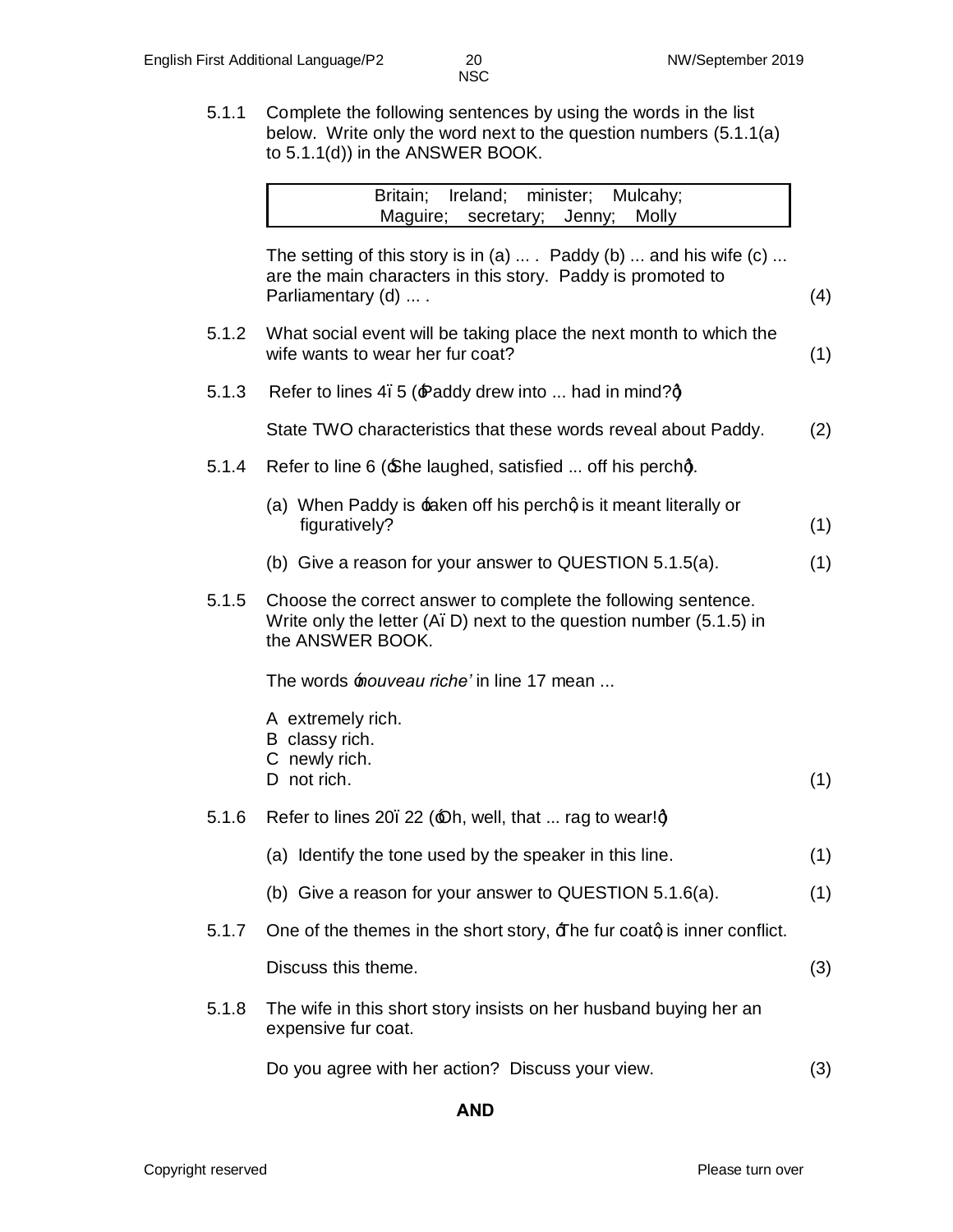5.1.1 Complete the following sentences by using the words in the list below. Write only the word next to the question numbers (5.1.1(a) to 5.1.1(d)) in the ANSWER BOOK.

| Britain; Ireland; minister; Mulcahy; Maguire; secretary; Jenny; Molly |
|---|

The setting of this story is in (a) ... . Paddy (b) ... and his wife (c) ... are the main characters in this story. Paddy is promoted to Parliamentary (d) ... . (4)

5.1.2 What social event will be taking place the next month to which the wife wants to wear her fur coat? (1)

5.1.3 Refer to lines 4–5 ('Paddy drew into ... had in mind?')

State TWO characteristics that these words reveal about Paddy. (2)

5.1.4 Refer to line 6 ('She laughed, satisfied ... off his perch').

(a) When Paddy is 'taken off his perch', is it meant literally or figuratively? (1)

(b) Give a reason for your answer to QUESTION 5.1.5(a). (1)

5.1.5 Choose the correct answer to complete the following sentence. Write only the letter (A–D) next to the question number (5.1.5) in the ANSWER BOOK.

The words '*nouveau riche'* in line 17 mean ...

A extremely rich.
B classy rich.
C newly rich.
D not rich. (1)

5.1.6 Refer to lines 20–22 ('Oh, well, that ... rag to wear!')

(a) Identify the tone used by the speaker in this line. (1)

(b) Give a reason for your answer to QUESTION 5.1.6(a). (1)

5.1.7 One of the themes in the short story, 'The fur coat', is inner conflict.

Discuss this theme. (3)

5.1.8 The wife in this short story insists on her husband buying her an expensive fur coat.

Do you agree with her action? Discuss your view. (3)

**AND**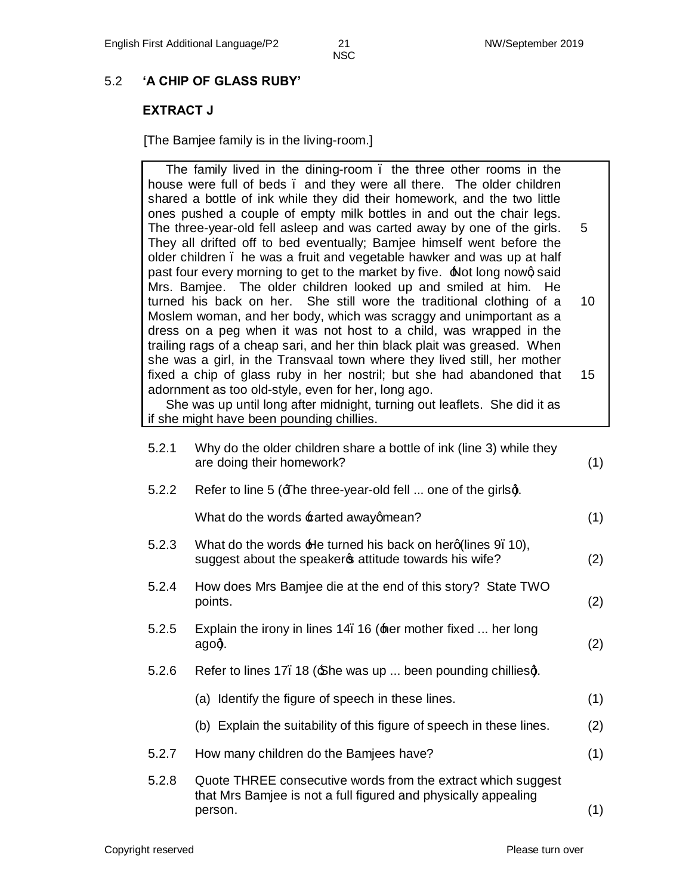## 5.2 'A CHIP OF GLASS RUBY'

### EXTRACT J

[The Bamjee family is in the living-room.]

> The family lived in the dining-room – the three other rooms in the house were full of beds – and they were all there. The older children shared a bottle of ink while they did their homework, and the two little ones pushed a couple of empty milk bottles in and out the chair legs. The three-year-old fell asleep and was carted away by one of the girls. (5) They all drifted off to bed eventually; Bamjee himself went before the older children – he was a fruit and vegetable hawker and was up at half past four every morning to get to the market by five. 'Not long now', said Mrs. Bamjee. The older children looked up and smiled at him. He turned his back on her. She still wore the traditional clothing of a (10) Moslem woman, and her body, which was scraggy and unimportant as a dress on a peg when it was not host to a child, was wrapped in the trailing rags of a cheap sari, and her thin black plait was greased. When she was a girl, in the Transvaal town where they lived still, her mother fixed a chip of glass ruby in her nostril; but she had abandoned that (15) adornment as too old-style, even for her, long ago.
>
> She was up until long after midnight, turning out leaflets. She did it as if she might have been pounding chillies.

5.2.1 Why do the older children share a bottle of ink (line 3) while they are doing their homework? (1)

5.2.2 Refer to line 5 ('The three-year-old fell ... one of the girls').

What do the words 'carted away' mean? (1)

5.2.3 What do the words 'He turned his back on her' (lines 9–10), suggest about the speaker's attitude towards his wife? (2)

5.2.4 How does Mrs Bamjee die at the end of this story? State TWO points. (2)

5.2.5 Explain the irony in lines 14–16 ('her mother fixed ... her long ago'). (2)

5.2.6 Refer to lines 17–18 ('She was up ... been pounding chillies').

(a) Identify the figure of speech in these lines. (1)

(b) Explain the suitability of this figure of speech in these lines. (2)

5.2.7 How many children do the Bamjees have? (1)

5.2.8 Quote THREE consecutive words from the extract which suggest that Mrs Bamjee is not a full figured and physically appealing person. (1)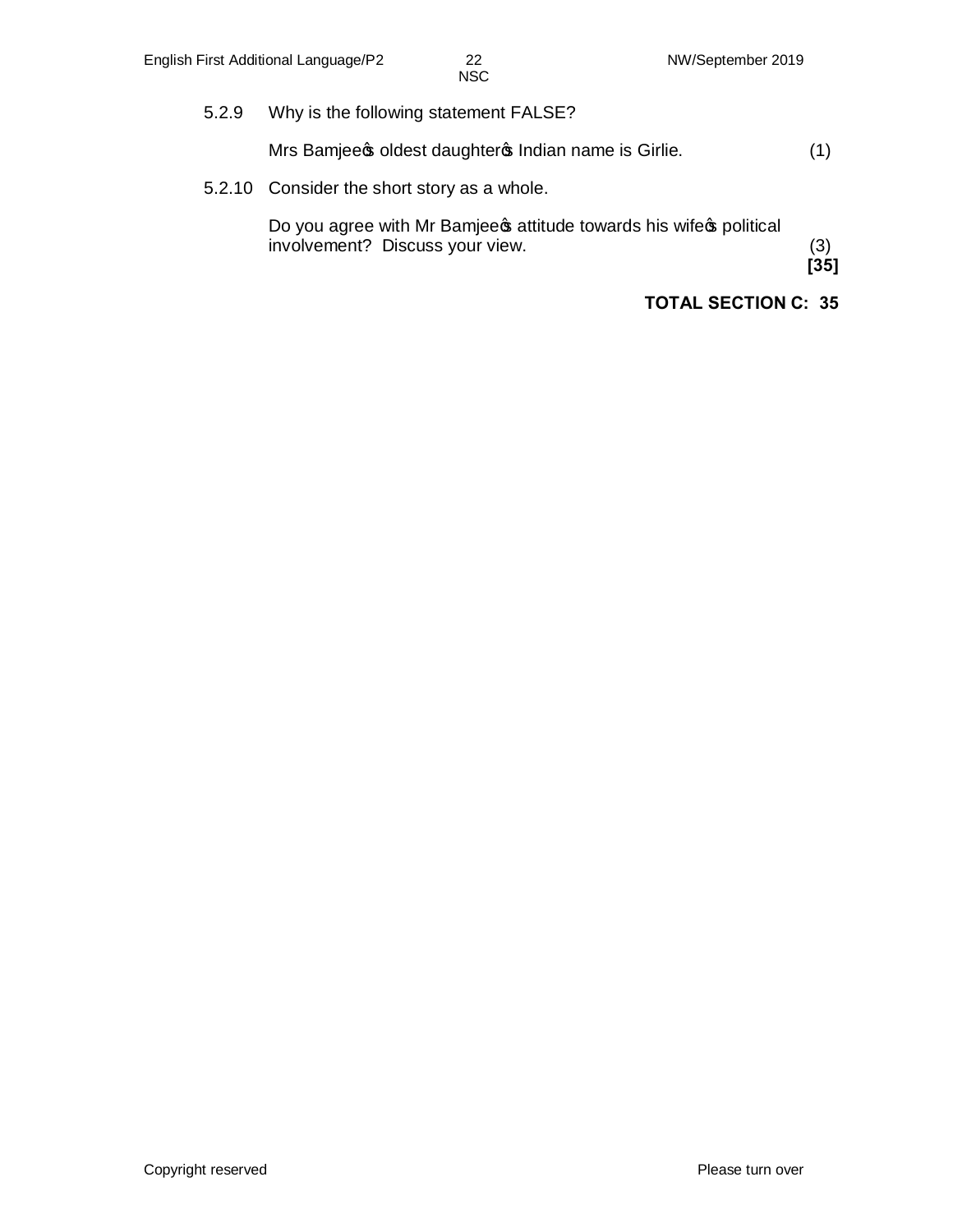5.2.9 Why is the following statement FALSE?

Mrs Bamjee's oldest daughter's Indian name is Girlie. (1)

5.2.10 Consider the short story as a whole.

Do you agree with Mr Bamjee's attitude towards his wife's political involvement? Discuss your view. (3)
**[35]**

**TOTAL SECTION C: 35**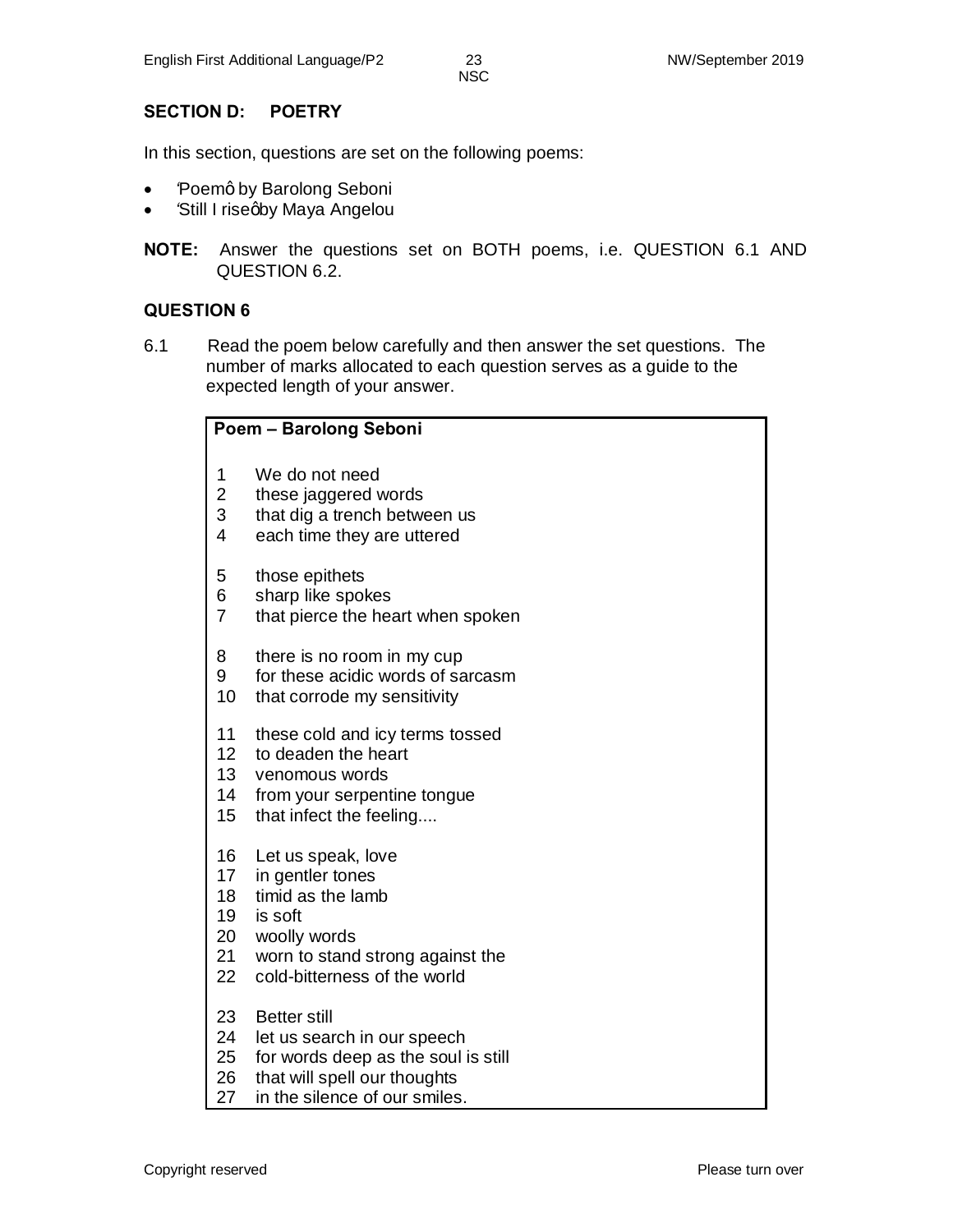## SECTION D: POETRY

In this section, questions are set on the following poems:

- 'Poem' by Barolong Seboni
- 'Still I rise' by Maya Angelou

**NOTE:** Answer the questions set on BOTH poems, i.e. QUESTION 6.1 AND QUESTION 6.2.

## QUESTION 6

6.1 Read the poem below carefully and then answer the set questions. The number of marks allocated to each question serves as a guide to the expected length of your answer.

**Poem – Barolong Seboni**

1 We do not need
2 these jaggered words
3 that dig a trench between us
4 each time they are uttered

5 those epithets
6 sharp like spokes
7 that pierce the heart when spoken

8 there is no room in my cup
9 for these acidic words of sarcasm
10 that corrode my sensitivity

11 these cold and icy terms tossed
12 to deaden the heart
13 venomous words
14 from your serpentine tongue
15 that infect the feeling....

16 Let us speak, love
17 in gentler tones
18 timid as the lamb
19 is soft
20 woolly words
21 worn to stand strong against the
22 cold-bitterness of the world

23 Better still
24 let us search in our speech
25 for words deep as the soul is still
26 that will spell our thoughts
27 in the silence of our smiles.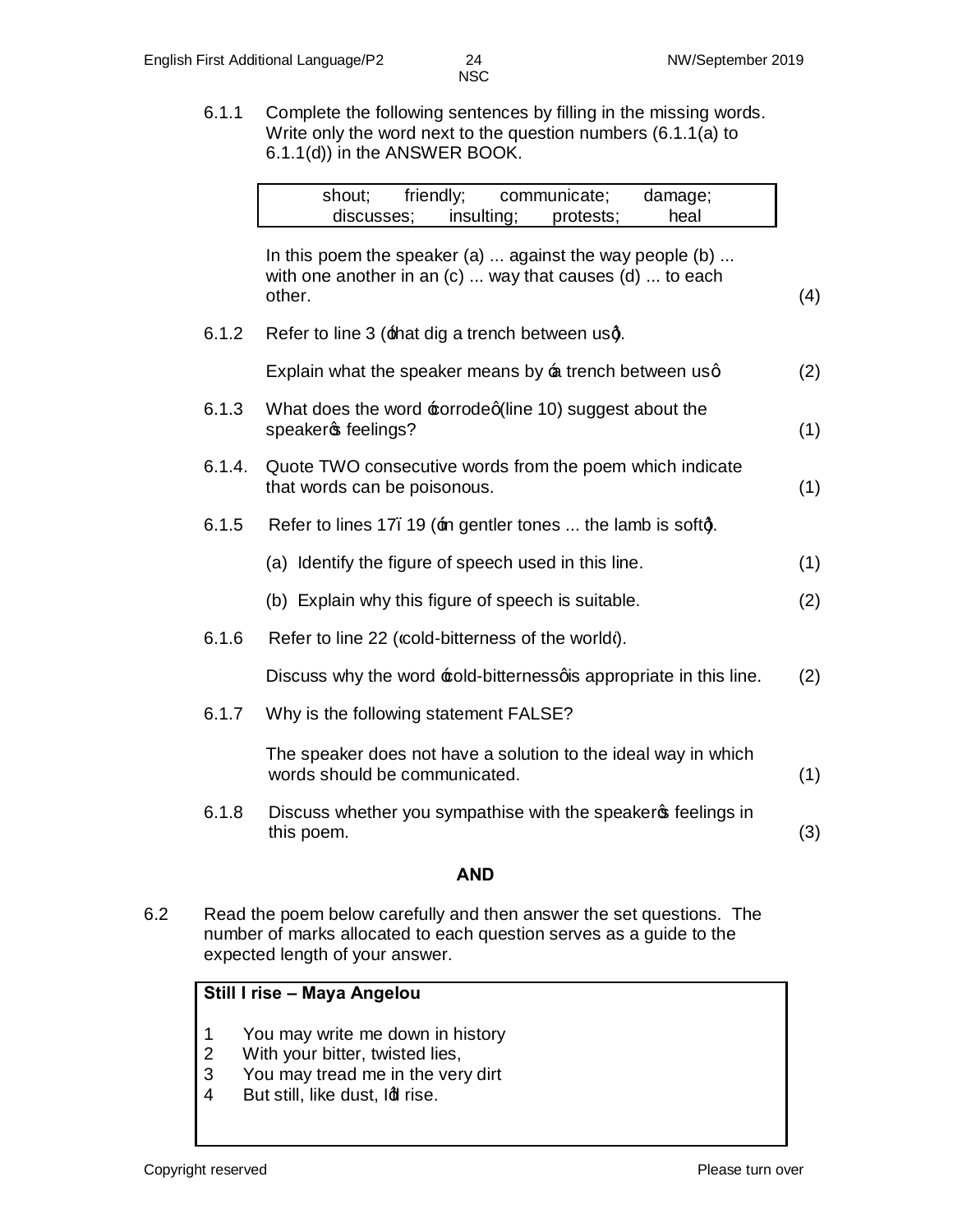6.1.1 Complete the following sentences by filling in the missing words. Write only the word next to the question numbers (6.1.1(a) to 6.1.1(d)) in the ANSWER BOOK.

| shout; friendly; communicate; damage; discusses; insulting; protests; heal |
|---|

In this poem the speaker (a) ... against the way people (b) ... with one another in an (c) ... way that causes (d) ... to each other. (4)

6.1.2 Refer to line 3 ('that dig a trench between us').

Explain what the speaker means by 'a trench between us'. (2)

6.1.3 What does the word 'corrode' (line 10) suggest about the speaker's feelings? (1)

6.1.4. Quote TWO consecutive words from the poem which indicate that words can be poisonous. (1)

6.1.5 Refer to lines 17–19 ('in gentler tones ... the lamb is soft').

(a) Identify the figure of speech used in this line. (1)

(b) Explain why this figure of speech is suitable. (2)

6.1.6 Refer to line 22 ('cold-bitterness of the world').

Discuss why the word 'cold-bitterness' is appropriate in this line. (2)

6.1.7 Why is the following statement FALSE?

The speaker does not have a solution to the ideal way in which words should be communicated. (1)

6.1.8 Discuss whether you sympathise with the speaker's feelings in this poem. (3)

**AND**

6.2 Read the poem below carefully and then answer the set questions. The number of marks allocated to each question serves as a guide to the expected length of your answer.

**Still I rise – Maya Angelou**

1 You may write me down in history
2 With your bitter, twisted lies,
3 You may tread me in the very dirt
4 But still, like dust, I'll rise.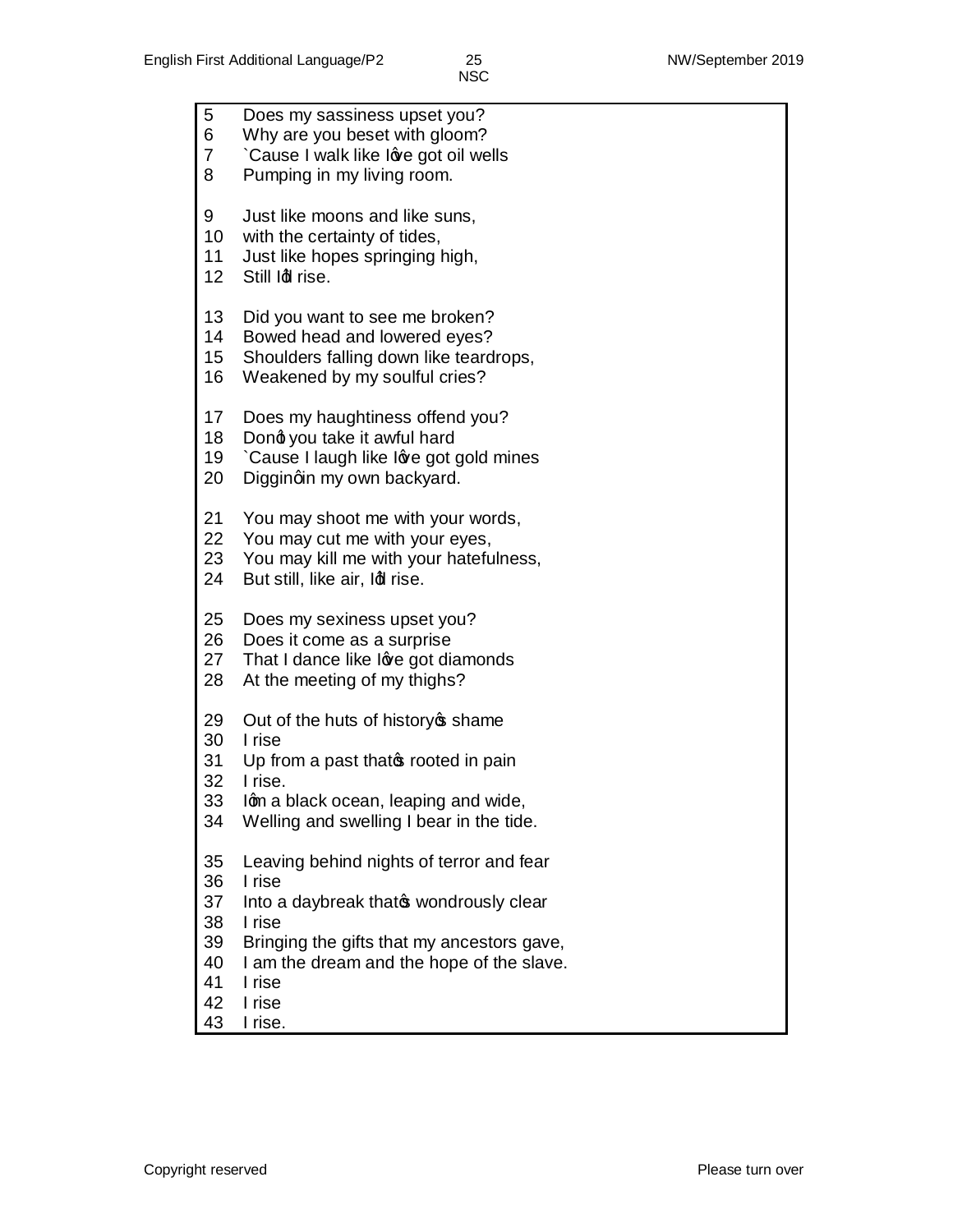5 Does my sassiness upset you?
6 Why are you beset with gloom?
7 `Cause I walk like I've got oil wells
8 Pumping in my living room.

9 Just like moons and like suns,
10 with the certainty of tides,
11 Just like hopes springing high,
12 Still I'll rise.

13 Did you want to see me broken?
14 Bowed head and lowered eyes?
15 Shoulders falling down like teardrops,
16 Weakened by my soulful cries?

17 Does my haughtiness offend you?
18 Don't you take it awful hard
19 `Cause I laugh like I've got gold mines
20 Diggin' in my own backyard.

21 You may shoot me with your words,
22 You may cut me with your eyes,
23 You may kill me with your hatefulness,
24 But still, like air, I'll rise.

25 Does my sexiness upset you?
26 Does it come as a surprise
27 That I dance like I've got diamonds
28 At the meeting of my thighs?

29 Out of the huts of history's shame
30 I rise
31 Up from a past that's rooted in pain
32 I rise.
33 I'm a black ocean, leaping and wide,
34 Welling and swelling I bear in the tide.

35 Leaving behind nights of terror and fear
36 I rise
37 Into a daybreak that's wondrously clear
38 I rise
39 Bringing the gifts that my ancestors gave,
40 I am the dream and the hope of the slave.
41 I rise
42 I rise
43 I rise.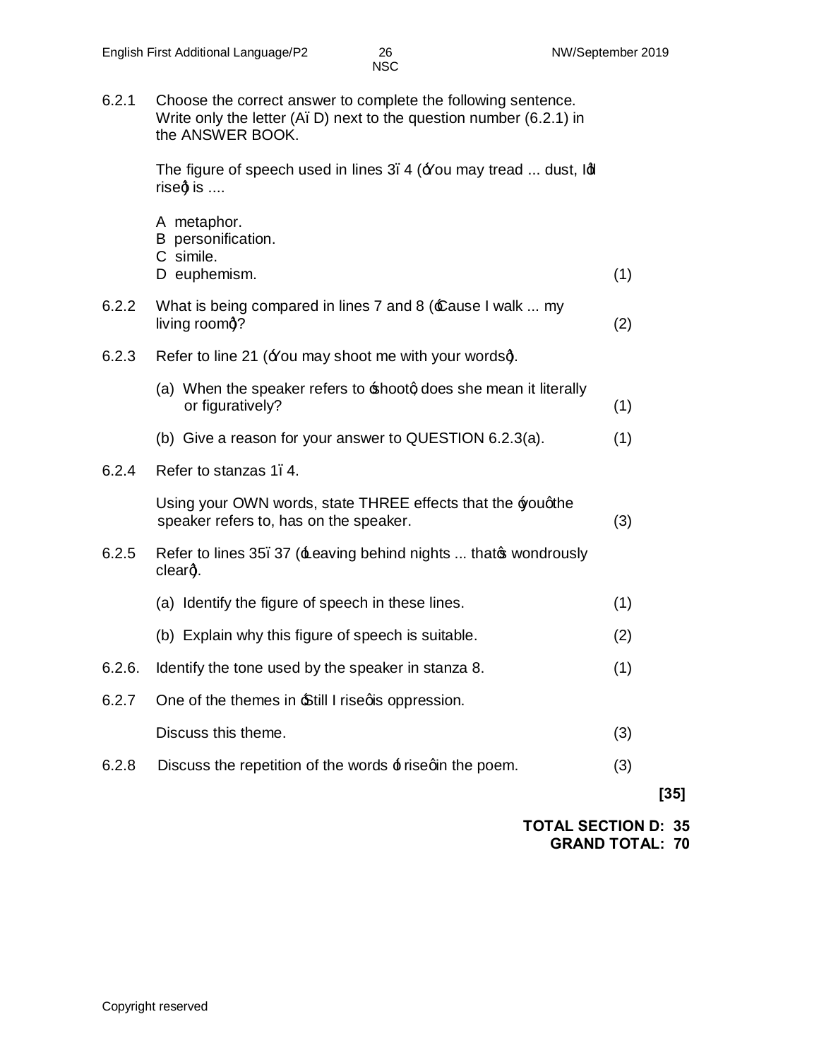6.2.1 Choose the correct answer to complete the following sentence. Write only the letter (A–D) next to the question number (6.2.1) in the ANSWER BOOK.

The figure of speech used in lines 3–4 ('You may tread ... dust, I'll rise') is ....

A metaphor.
B personification.
C simile.
D euphemism. (1)

6.2.2 What is being compared in lines 7 and 8 ('Cause I walk ... my living room')? (2)

6.2.3 Refer to line 21 ('You may shoot me with your words').

(a) When the speaker refers to 'shoot', does she mean it literally or figuratively? (1)

(b) Give a reason for your answer to QUESTION 6.2.3(a). (1)

6.2.4 Refer to stanzas 1–4.

Using your OWN words, state THREE effects that the 'you' the speaker refers to, has on the speaker. (3)

6.2.5 Refer to lines 35–37 ('Leaving behind nights ... that's wondrously clear').

(a) Identify the figure of speech in these lines. (1)

(b) Explain why this figure of speech is suitable. (2)

6.2.6. Identify the tone used by the speaker in stanza 8. (1)

6.2.7 One of the themes in 'Still I rise' is oppression.

Discuss this theme. (3)

6.2.8 Discuss the repetition of the words 'I rise' in the poem. (3)

**[35]**

**TOTAL SECTION D: 35**
**GRAND TOTAL: 70**